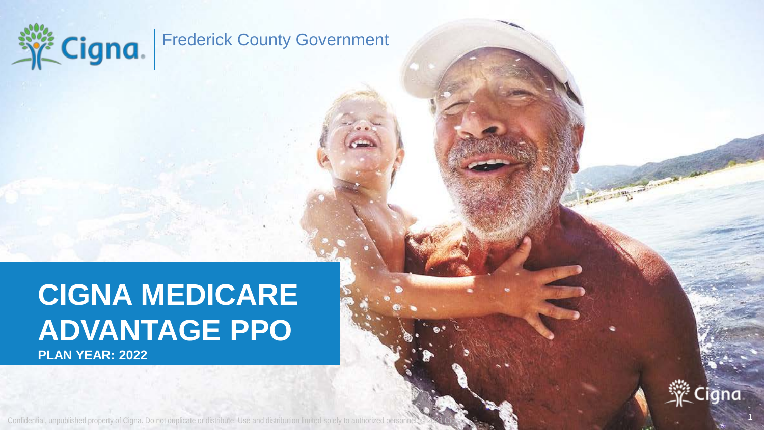Cigna | Frederick County Government

# CIGNA MEDICARE ADVANTAGE PPO

**PLAN YEAR: 2022**

Confidential, unpublished property of Cigna. Do not duplicate or distribute. Use and distribution limited solely to authorized personnel. © 2021 Cigna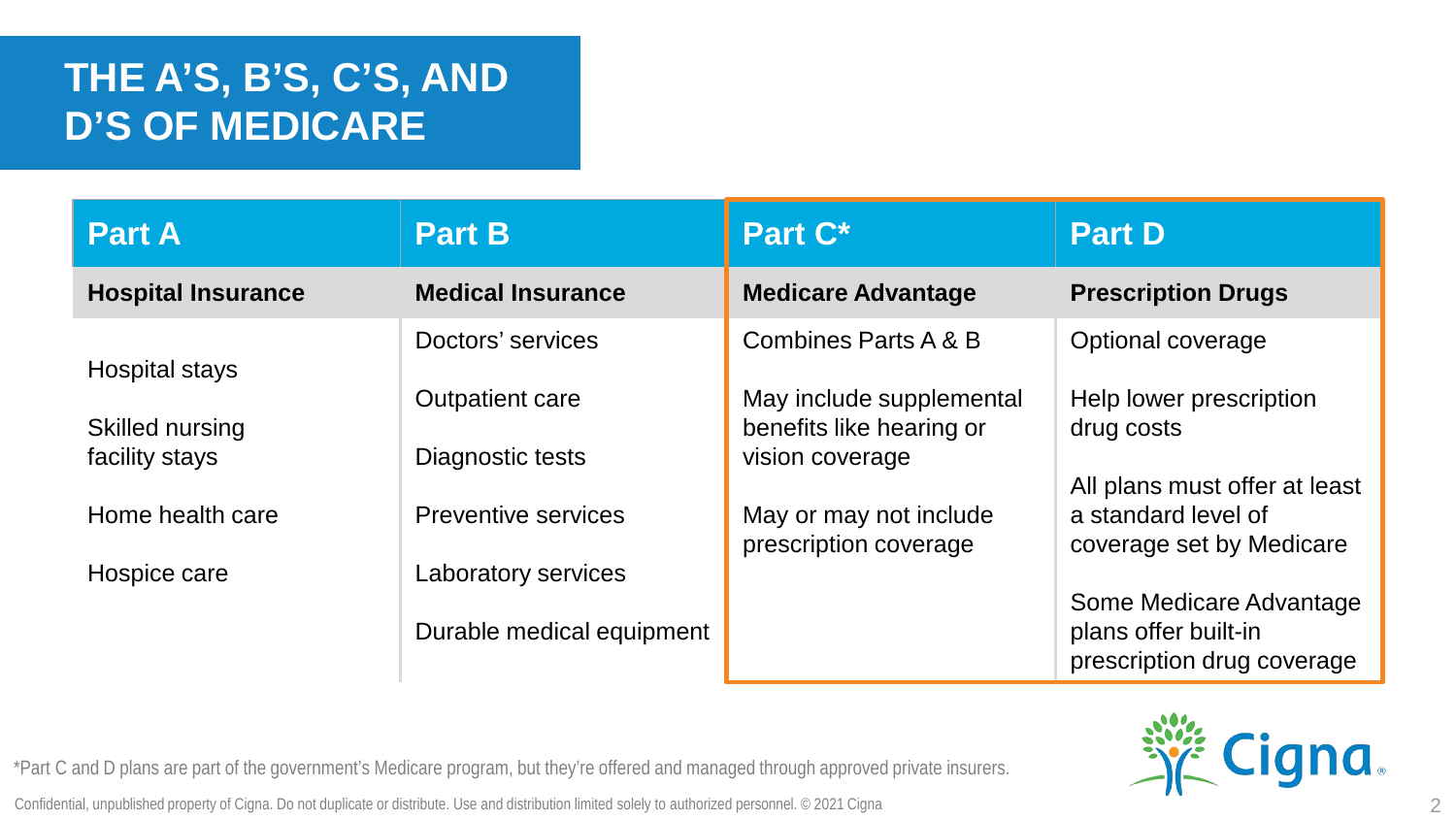# THE A'S, B'S, C'S, AND D'S OF MEDICARE

| Part A | Part B | Part C* | Part D |
|---|---|---|---|
| **Hospital Insurance** | **Medical Insurance** | **Medicare Advantage** | **Prescription Drugs** |
| Hospital stays<br><br>Skilled nursing facility stays<br><br>Home health care<br><br>Hospice care | Doctors' services<br><br>Outpatient care<br><br>Diagnostic tests<br><br>Preventive services<br><br>Laboratory services<br><br>Durable medical equipment | Combines Parts A & B<br><br>May include supplemental benefits like hearing or vision coverage<br><br>May or may not include prescription coverage | Optional coverage<br><br>Help lower prescription drug costs<br><br>All plans must offer at least a standard level of coverage set by Medicare<br><br>Some Medicare Advantage plans offer built-in prescription drug coverage |

*Part C and D plans are part of the government's Medicare program, but they're offered and managed through approved private insurers.

Confidential, unpublished property of Cigna. Do not duplicate or distribute. Use and distribution limited solely to authorized personnel. © 2021 Cigna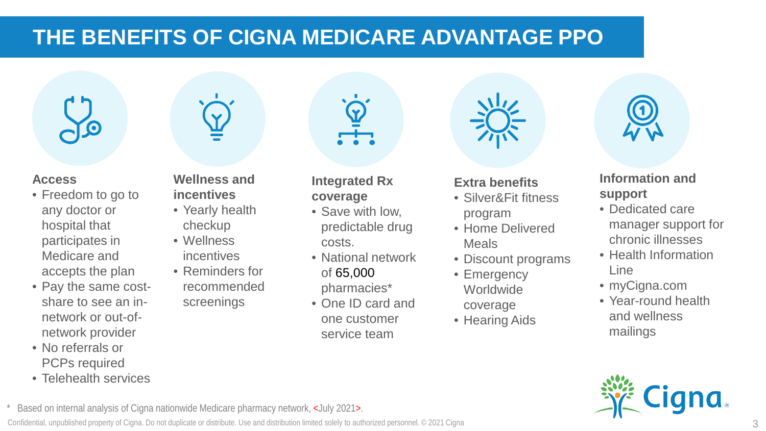# THE BENEFITS OF CIGNA MEDICARE ADVANTAGE PPO

**Access**

- Freedom to go to any doctor or hospital that participates in Medicare and accepts the plan
- Pay the same cost-share to see an in-network or out-of-network provider
- No referrals or PCPs required
- Telehealth services

**Wellness and incentives**

- Yearly health checkup
- Wellness incentives
- Reminders for recommended screenings

**Integrated Rx coverage**

- Save with low, predictable drug costs.
- National network of 65,000 pharmacies*
- One ID card and one customer service team

**Extra benefits**

- Silver&Fit fitness program
- Home Delivered Meals
- Discount programs
- Emergency Worldwide coverage
- Hearing Aids

**Information and support**

- Dedicated care manager support for chronic illnesses
- Health Information Line
- myCigna.com
- Year-round health and wellness mailings

\* Based on internal analysis of Cigna nationwide Medicare pharmacy network, <July 2021>.

Confidential, unpublished property of Cigna. Do not duplicate or distribute. Use and distribution limited solely to authorized personnel. © 2021 Cigna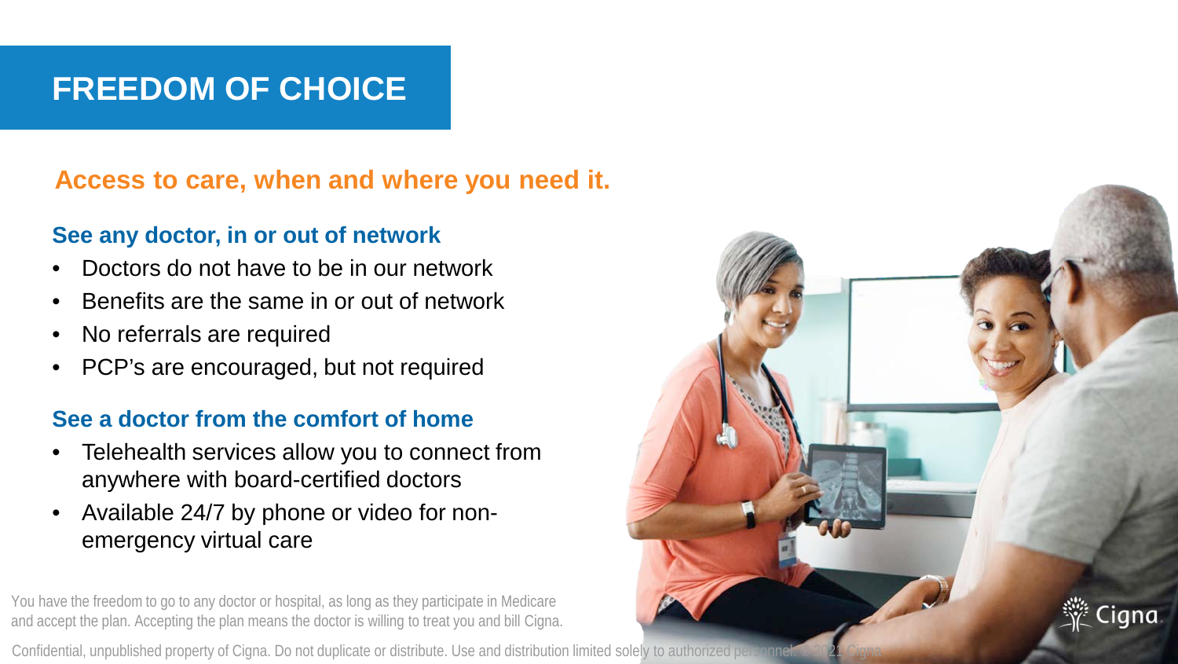# FREEDOM OF CHOICE

## Access to care, when and where you need it.

### See any doctor, in or out of network

- Doctors do not have to be in our network
- Benefits are the same in or out of network
- No referrals are required
- PCP's are encouraged, but not required

### See a doctor from the comfort of home

- Telehealth services allow you to connect from anywhere with board-certified doctors
- Available 24/7 by phone or video for non-emergency virtual care

You have the freedom to go to any doctor or hospital, as long as they participate in Medicare and accept the plan. Accepting the plan means the doctor is willing to treat you and bill Cigna.

Confidential, unpublished property of Cigna. Do not duplicate or distribute. Use and distribution limited solely to authorized personnel. © 2021 Cigna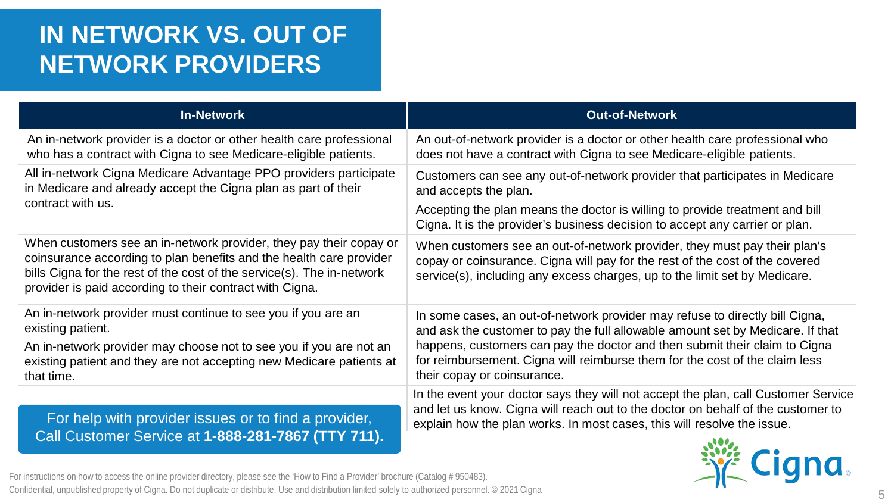# IN NETWORK VS. OUT OF NETWORK PROVIDERS

| In-Network | Out-of-Network |
|---|---|
| An in-network provider is a doctor or other health care professional who has a contract with Cigna to see Medicare-eligible patients. | An out-of-network provider is a doctor or other health care professional who does not have a contract with Cigna to see Medicare-eligible patients. |
| All in-network Cigna Medicare Advantage PPO providers participate in Medicare and already accept the Cigna plan as part of their contract with us. | Customers can see any out-of-network provider that participates in Medicare and accepts the plan.<br><br>Accepting the plan means the doctor is willing to provide treatment and bill Cigna. It is the provider's business decision to accept any carrier or plan. |
| When customers see an in-network provider, they pay their copay or coinsurance according to plan benefits and the health care provider bills Cigna for the rest of the cost of the service(s). The in-network provider is paid according to their contract with Cigna. | When customers see an out-of-network provider, they must pay their plan's copay or coinsurance. Cigna will pay for the rest of the cost of the covered service(s), including any excess charges, up to the limit set by Medicare. |
| An in-network provider must continue to see you if you are an existing patient.<br><br>An in-network provider may choose not to see you if you are not an existing patient and they are not accepting new Medicare patients at that time. | In some cases, an out-of-network provider may refuse to directly bill Cigna, and ask the customer to pay the full allowable amount set by Medicare. If that happens, customers can pay the doctor and then submit their claim to Cigna for reimbursement. Cigna will reimburse them for the cost of the claim less their copay or coinsurance. |
| | In the event your doctor says they will not accept the plan, call Customer Service and let us know. Cigna will reach out to the doctor on behalf of the customer to explain how the plan works. In most cases, this will resolve the issue. |

For help with provider issues or to find a provider, Call Customer Service at **1-888-281-7867 (TTY 711).**

For instructions on how to access the online provider directory, please see the 'How to Find a Provider' brochure (Catalog # 950483).

Confidential, unpublished property of Cigna. Do not duplicate or distribute. Use and distribution limited solely to authorized personnel. © 2021 Cigna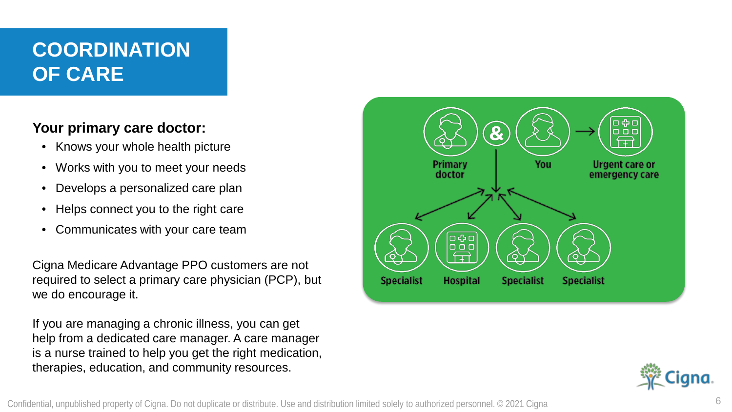# COORDINATION OF CARE

**Your primary care doctor:**

- Knows your whole health picture
- Works with you to meet your needs
- Develops a personalized care plan
- Helps connect you to the right care
- Communicates with your care team

Cigna Medicare Advantage PPO customers are not required to select a primary care physician (PCP), but we do encourage it.

If you are managing a chronic illness, you can get help from a dedicated care manager. A care manager is a nurse trained to help you get the right medication, therapies, education, and community resources.

Primary doctor & You → Urgent care or emergency care

Specialist | Hospital | Specialist | Specialist

Confidential, unpublished property of Cigna. Do not duplicate or distribute. Use and distribution limited solely to authorized personnel. © 2021 Cigna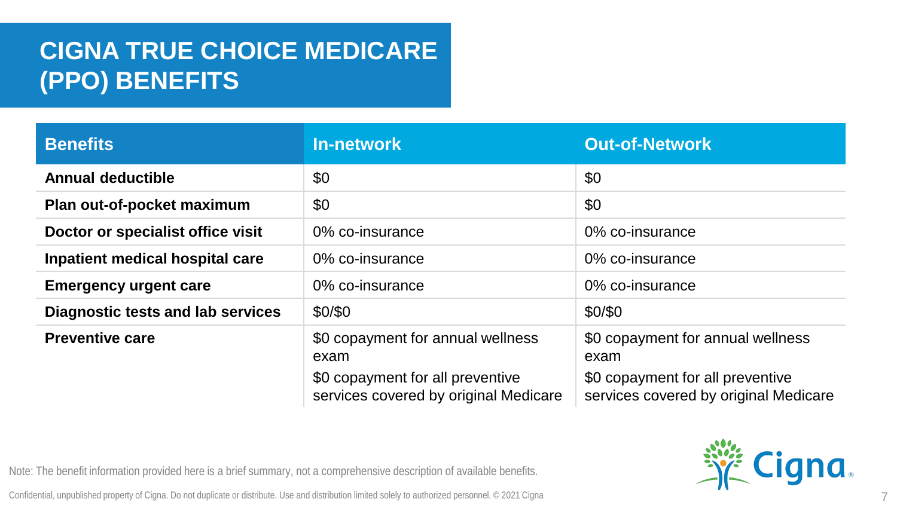# CIGNA TRUE CHOICE MEDICARE (PPO) BENEFITS

| Benefits | In-network | Out-of-Network |
|---|---|---|
| **Annual deductible** | $0 | $0 |
| **Plan out-of-pocket maximum** | $0 | $0 |
| **Doctor or specialist office visit** | 0% co-insurance | 0% co-insurance |
| **Inpatient medical hospital care** | 0% co-insurance | 0% co-insurance |
| **Emergency urgent care** | 0% co-insurance | 0% co-insurance |
| **Diagnostic tests and lab services** | $0/$0 | $0/$0 |
| **Preventive care** | $0 copayment for annual wellness exam<br>$0 copayment for all preventive services covered by original Medicare | $0 copayment for annual wellness exam<br>$0 copayment for all preventive services covered by original Medicare |

Note: The benefit information provided here is a brief summary, not a comprehensive description of available benefits.

Confidential, unpublished property of Cigna. Do not duplicate or distribute. Use and distribution limited solely to authorized personnel. © 2021 Cigna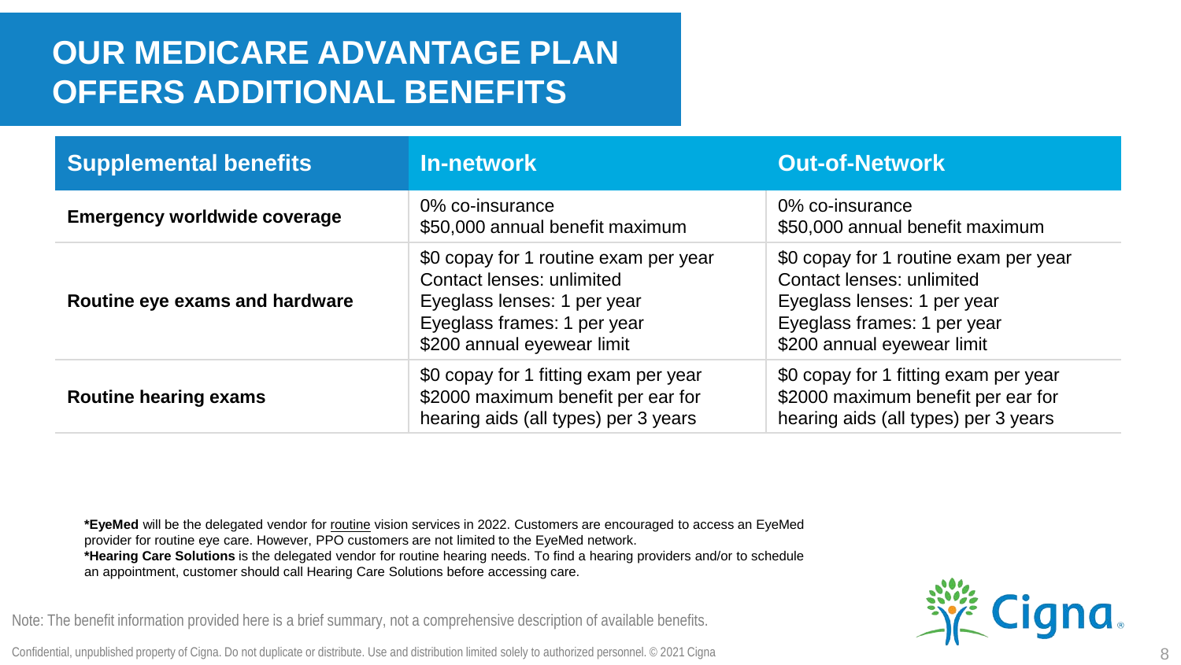# OUR MEDICARE ADVANTAGE PLAN OFFERS ADDITIONAL BENEFITS

| Supplemental benefits | In-network | Out-of-Network |
| --- | --- | --- |
| **Emergency worldwide coverage** | 0% co-insurance<br>$50,000 annual benefit maximum | 0% co-insurance<br>$50,000 annual benefit maximum |
| **Routine eye exams and hardware** | $0 copay for 1 routine exam per year<br>Contact lenses: unlimited<br>Eyeglass lenses: 1 per year<br>Eyeglass frames: 1 per year<br>$200 annual eyewear limit | $0 copay for 1 routine exam per year<br>Contact lenses: unlimited<br>Eyeglass lenses: 1 per year<br>Eyeglass frames: 1 per year<br>$200 annual eyewear limit |
| **Routine hearing exams** | $0 copay for 1 fitting exam per year<br>$2000 maximum benefit per ear for hearing aids (all types) per 3 years | $0 copay for 1 fitting exam per year<br>$2000 maximum benefit per ear for hearing aids (all types) per 3 years |

***EyeMed** will be the delegated vendor for routine vision services in 2022. Customers are encouraged to access an EyeMed provider for routine eye care. However, PPO customers are not limited to the EyeMed network.
***Hearing Care Solutions** is the delegated vendor for routine hearing needs. To find a hearing providers and/or to schedule an appointment, customer should call Hearing Care Solutions before accessing care.

Note: The benefit information provided here is a brief summary, not a comprehensive description of available benefits.

Confidential, unpublished property of Cigna. Do not duplicate or distribute. Use and distribution limited solely to authorized personnel. © 2021 Cigna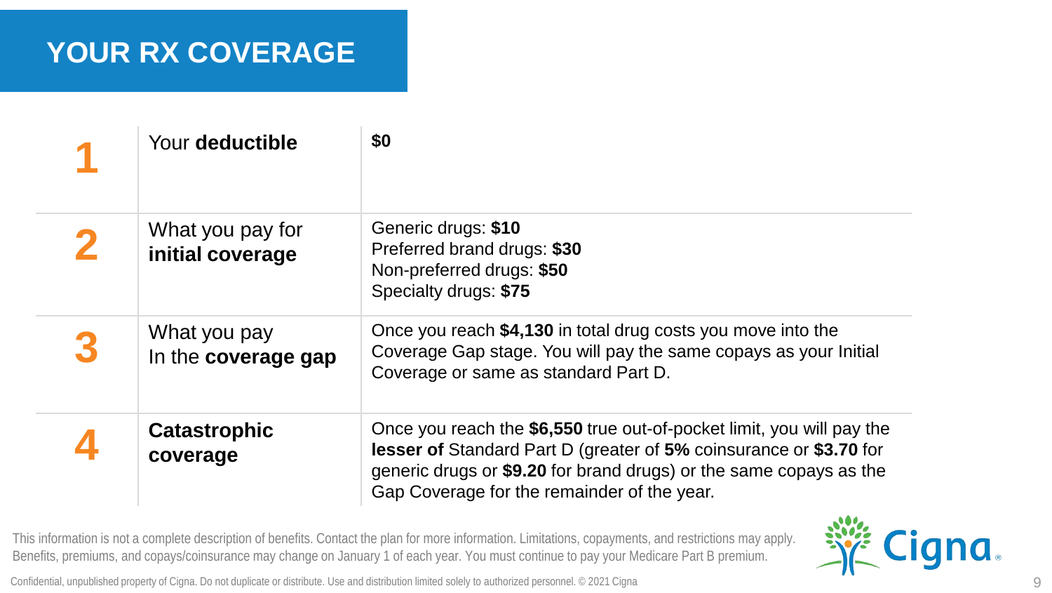# YOUR RX COVERAGE

| | | |
|---|---|---|
| **1** | Your **deductible** | **$0** |
| **2** | What you pay for **initial coverage** | Generic drugs: **$10**<br>Preferred brand drugs: **$30**<br>Non-preferred drugs: **$50**<br>Specialty drugs: **$75** |
| **3** | What you pay In the **coverage gap** | Once you reach **$4,130** in total drug costs you move into the Coverage Gap stage. You will pay the same copays as your Initial Coverage or same as standard Part D. |
| **4** | **Catastrophic coverage** | Once you reach the **$6,550** true out-of-pocket limit, you will pay the **lesser of** Standard Part D (greater of **5%** coinsurance or **$3.70** for generic drugs or **$9.20** for brand drugs) or the same copays as the Gap Coverage for the remainder of the year. |

This information is not a complete description of benefits. Contact the plan for more information. Limitations, copayments, and restrictions may apply. Benefits, premiums, and copays/coinsurance may change on January 1 of each year. You must continue to pay your Medicare Part B premium.

Confidential, unpublished property of Cigna. Do not duplicate or distribute. Use and distribution limited solely to authorized personnel. © 2021 Cigna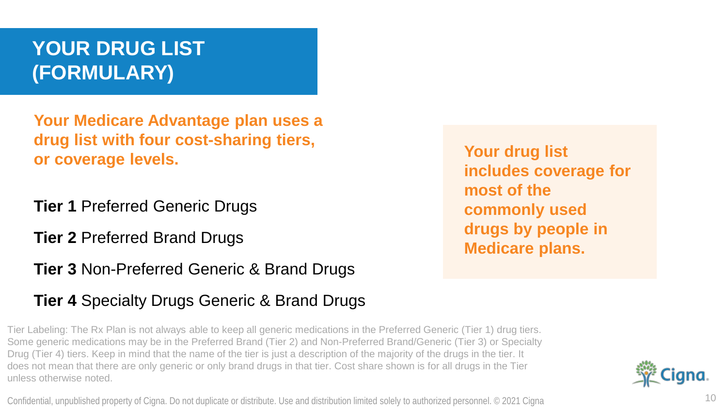# YOUR DRUG LIST (FORMULARY)

**Your Medicare Advantage plan uses a drug list with four cost-sharing tiers, or coverage levels.**

**Tier 1** Preferred Generic Drugs

**Tier 2** Preferred Brand Drugs

**Tier 3** Non-Preferred Generic & Brand Drugs

**Tier 4** Specialty Drugs Generic & Brand Drugs

**Your drug list includes coverage for most of the commonly used drugs by people in Medicare plans.**

Tier Labeling: The Rx Plan is not always able to keep all generic medications in the Preferred Generic (Tier 1) drug tiers. Some generic medications may be in the Preferred Brand (Tier 2) and Non-Preferred Brand/Generic (Tier 3) or Specialty Drug (Tier 4) tiers. Keep in mind that the name of the tier is just a description of the majority of the drugs in the tier. It does not mean that there are only generic or only brand drugs in that tier. Cost share shown is for all drugs in the Tier unless otherwise noted.

Confidential, unpublished property of Cigna. Do not duplicate or distribute. Use and distribution limited solely to authorized personnel. © 2021 Cigna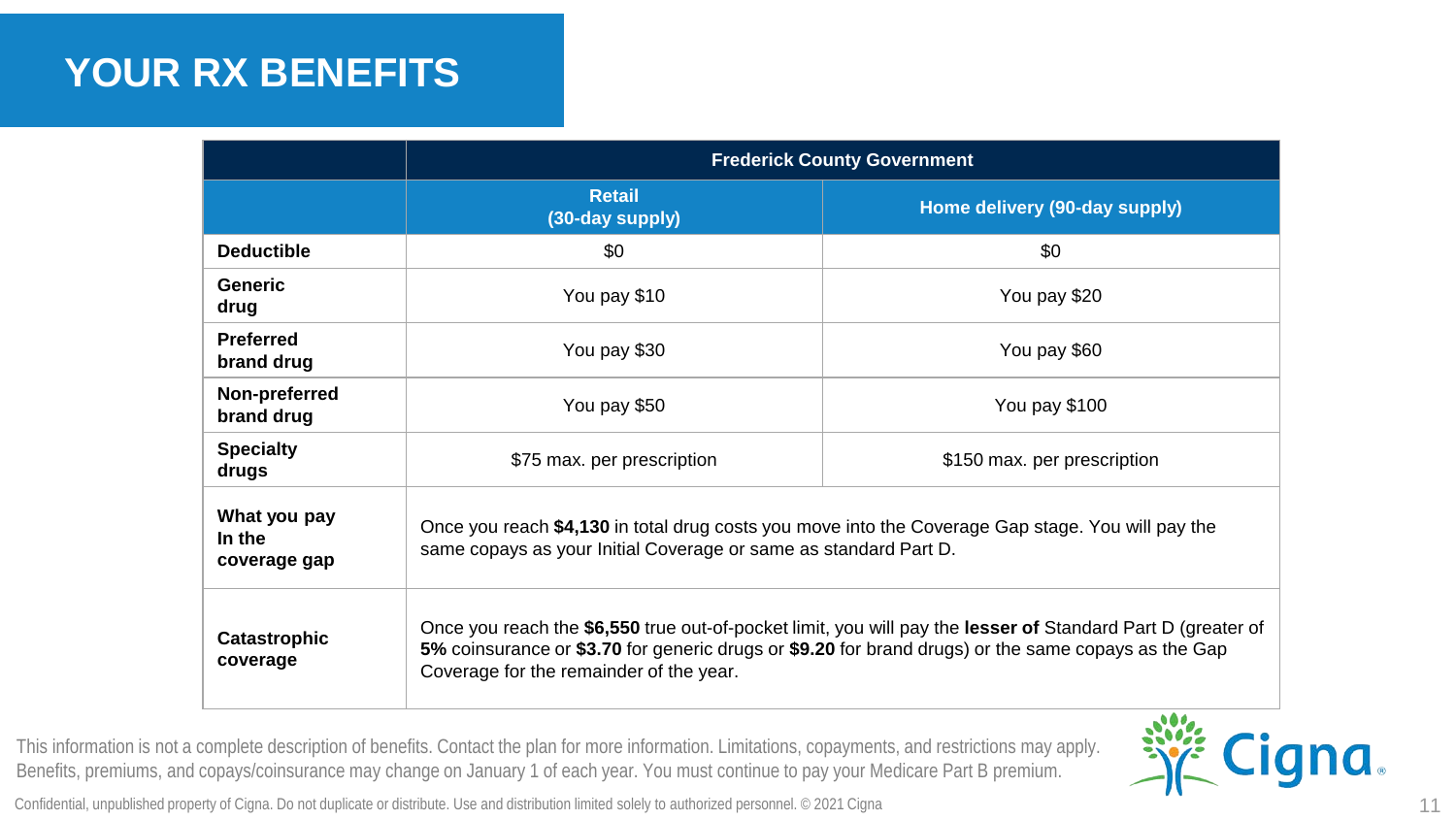# YOUR RX BENEFITS

| | Frederick County Government | |
|---|---|---|
| | **Retail (30-day supply)** | **Home delivery (90-day supply)** |
| **Deductible** | $0 | $0 |
| **Generic drug** | You pay $10 | You pay $20 |
| **Preferred brand drug** | You pay $30 | You pay $60 |
| **Non-preferred brand drug** | You pay $50 | You pay $100 |
| **Specialty drugs** | $75 max. per prescription | $150 max. per prescription |
| **What you pay In the coverage gap** | Once you reach **$4,130** in total drug costs you move into the Coverage Gap stage. You will pay the same copays as your Initial Coverage or same as standard Part D. | |
| **Catastrophic coverage** | Once you reach the **$6,550** true out-of-pocket limit, you will pay the **lesser of** Standard Part D (greater of **5%** coinsurance or **$3.70** for generic drugs or **$9.20** for brand drugs) or the same copays as the Gap Coverage for the remainder of the year. | |

This information is not a complete description of benefits. Contact the plan for more information. Limitations, copayments, and restrictions may apply. Benefits, premiums, and copays/coinsurance may change on January 1 of each year. You must continue to pay your Medicare Part B premium.

Confidential, unpublished property of Cigna. Do not duplicate or distribute. Use and distribution limited solely to authorized personnel. © 2021 Cigna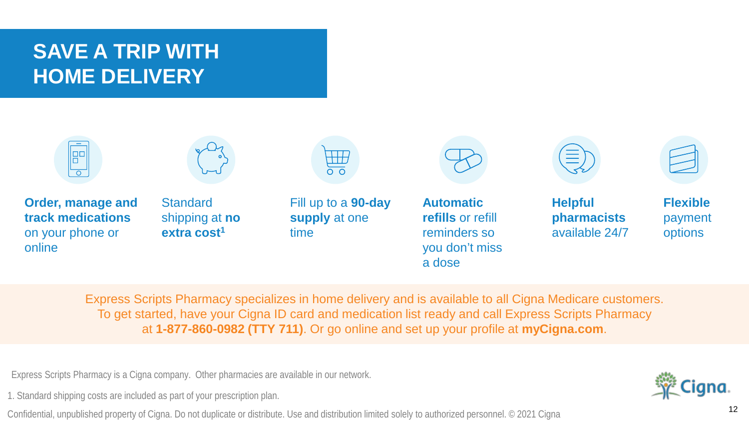# SAVE A TRIP WITH HOME DELIVERY

- **Order, manage and track medications** on your phone or online
- Standard shipping at **no extra cost**[1]
- Fill up to a **90-day supply** at one time
- **Automatic refills** or refill reminders so you don't miss a dose
- **Helpful pharmacists** available 24/7
- **Flexible** payment options

Express Scripts Pharmacy specializes in home delivery and is available to all Cigna Medicare customers. To get started, have your Cigna ID card and medication list ready and call Express Scripts Pharmacy at **1-877-860-0982 (TTY 711)**. Or go online and set up your profile at **myCigna.com**.

Express Scripts Pharmacy is a Cigna company. Other pharmacies are available in our network.

1. Standard shipping costs are included as part of your prescription plan.

Confidential, unpublished property of Cigna. Do not duplicate or distribute. Use and distribution limited solely to authorized personnel. © 2021 Cigna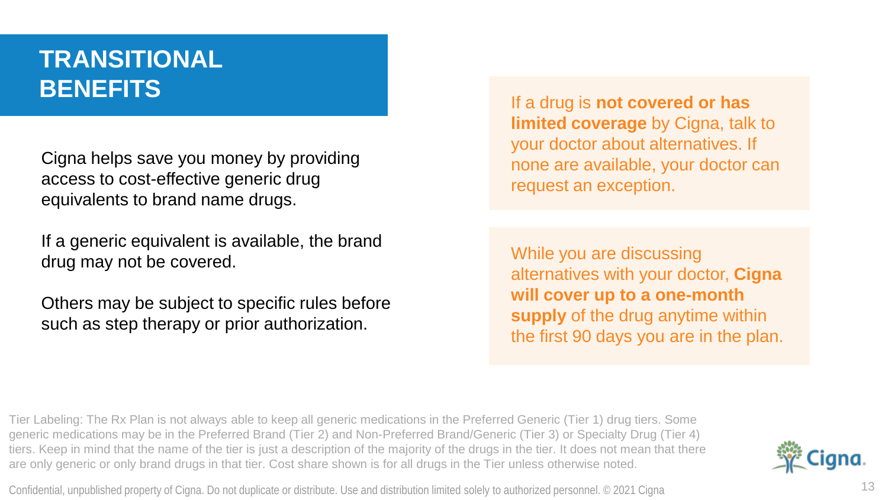# TRANSITIONAL BENEFITS

Cigna helps save you money by providing access to cost-effective generic drug equivalents to brand name drugs.

If a generic equivalent is available, the brand drug may not be covered.

Others may be subject to specific rules before such as step therapy or prior authorization.

If a drug is **not covered or has limited coverage** by Cigna, talk to your doctor about alternatives. If none are available, your doctor can request an exception.

While you are discussing alternatives with your doctor, **Cigna will cover up to a one-month supply** of the drug anytime within the first 90 days you are in the plan.

Tier Labeling: The Rx Plan is not always able to keep all generic medications in the Preferred Generic (Tier 1) drug tiers. Some generic medications may be in the Preferred Brand (Tier 2) and Non-Preferred Brand/Generic (Tier 3) or Specialty Drug (Tier 4) tiers. Keep in mind that the name of the tier is just a description of the majority of the drugs in the tier. It does not mean that there are only generic or only brand drugs in that tier. Cost share shown is for all drugs in the Tier unless otherwise noted.

Confidential, unpublished property of Cigna. Do not duplicate or distribute. Use and distribution limited solely to authorized personnel. © 2021 Cigna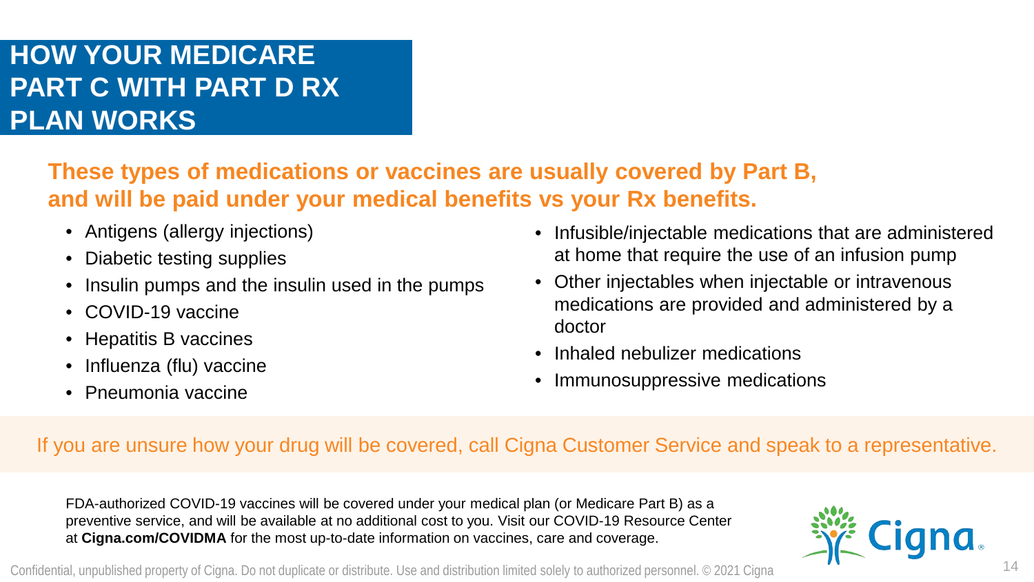# HOW YOUR MEDICARE PART C WITH PART D RX PLAN WORKS

**These types of medications or vaccines are usually covered by Part B, and will be paid under your medical benefits vs your Rx benefits.**

- Antigens (allergy injections)
- Diabetic testing supplies
- Insulin pumps and the insulin used in the pumps
- COVID-19 vaccine
- Hepatitis B vaccines
- Influenza (flu) vaccine
- Pneumonia vaccine
- Infusible/injectable medications that are administered at home that require the use of an infusion pump
- Other injectables when injectable or intravenous medications are provided and administered by a doctor
- Inhaled nebulizer medications
- Immunosuppressive medications

If you are unsure how your drug will be covered, call Cigna Customer Service and speak to a representative.

FDA-authorized COVID-19 vaccines will be covered under your medical plan (or Medicare Part B) as a preventive service, and will be available at no additional cost to you. Visit our COVID-19 Resource Center at **Cigna.com/COVIDMA** for the most up-to-date information on vaccines, care and coverage.

Confidential, unpublished property of Cigna. Do not duplicate or distribute. Use and distribution limited solely to authorized personnel. © 2021 Cigna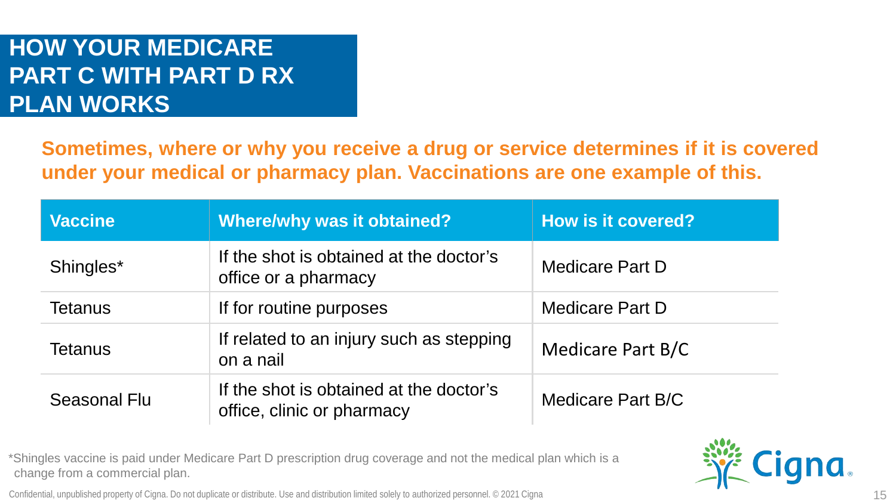# HOW YOUR MEDICARE PART C WITH PART D RX PLAN WORKS

**Sometimes, where or why you receive a drug or service determines if it is covered under your medical or pharmacy plan. Vaccinations are one example of this.**

| Vaccine | Where/why was it obtained? | How is it covered? |
|---|---|---|
| Shingles* | If the shot is obtained at the doctor's office or a pharmacy | Medicare Part D |
| Tetanus | If for routine purposes | Medicare Part D |
| Tetanus | If related to an injury such as stepping on a nail | Medicare Part B/C |
| Seasonal Flu | If the shot is obtained at the doctor's office, clinic or pharmacy | Medicare Part B/C |

*Shingles vaccine is paid under Medicare Part D prescription drug coverage and not the medical plan which is a change from a commercial plan.

Confidential, unpublished property of Cigna. Do not duplicate or distribute. Use and distribution limited solely to authorized personnel. © 2021 Cigna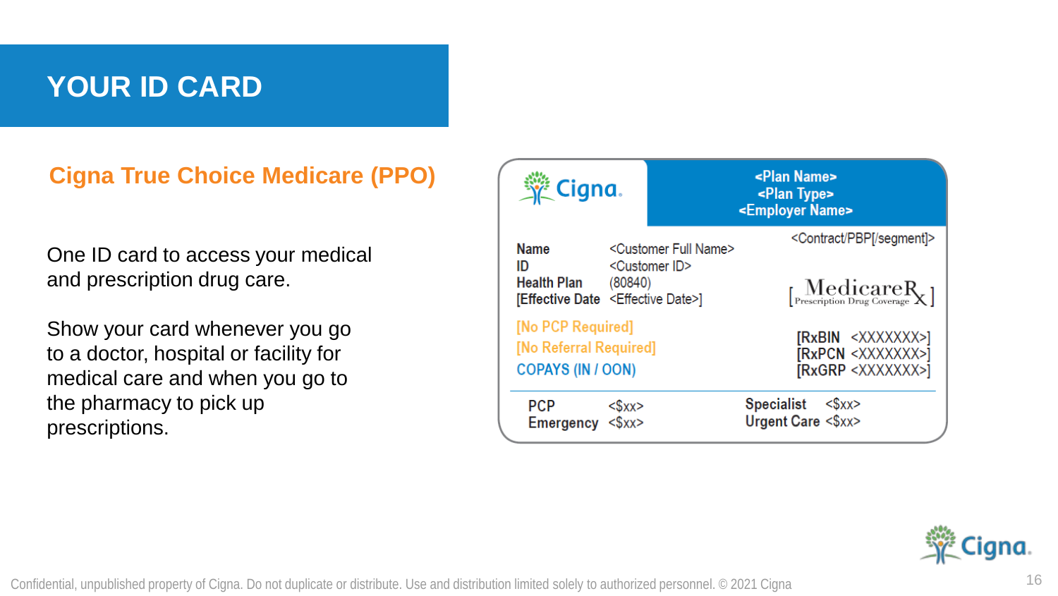# YOUR ID CARD

## Cigna True Choice Medicare (PPO)

One ID card to access your medical and prescription drug care.

Show your card whenever you go to a doctor, hospital or facility for medical care and when you go to the pharmacy to pick up prescriptions.

Cigna

<Plan Name>
<Plan Type>
<Employer Name>

<Contract/PBP[/segment]>

**Name** <Customer Full Name>
**ID** <Customer ID>
**Health Plan** (80840)
**[Effective Date** <Effective Date>]

[MedicareRx Prescription Drug Coverage]

[No PCP Required]
[No Referral Required]
COPAYS (IN / OON)

[RxBIN <XXXXXXX>]
[RxPCN <XXXXXXX>]
[RxGRP <XXXXXXX>]

**PCP** <$xx>
**Emergency** <$xx>
**Specialist** <$xx>
**Urgent Care** <$xx>

Confidential, unpublished property of Cigna. Do not duplicate or distribute. Use and distribution limited solely to authorized personnel. © 2021 Cigna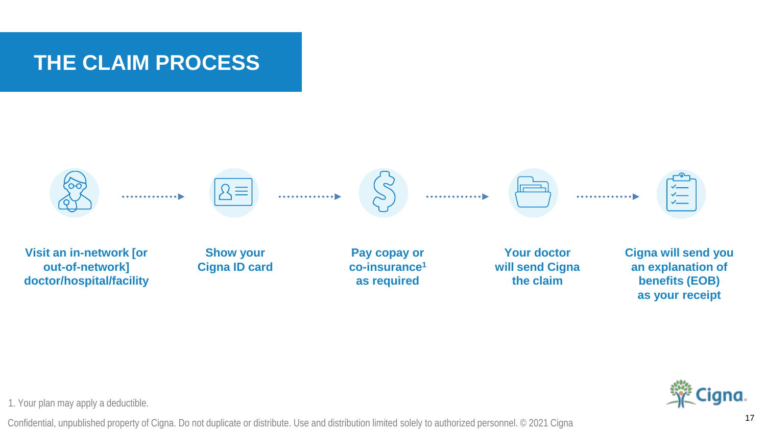# THE CLAIM PROCESS

1. Visit an in-network [or out-of-network] doctor/hospital/facility
2. Show your Cigna ID card
3. Pay copay or co-insurance[1] as required
4. Your doctor will send Cigna the claim
5. Cigna will send you an explanation of benefits (EOB) as your receipt

1. Your plan may apply a deductible.

Confidential, unpublished property of Cigna. Do not duplicate or distribute. Use and distribution limited solely to authorized personnel. © 2021 Cigna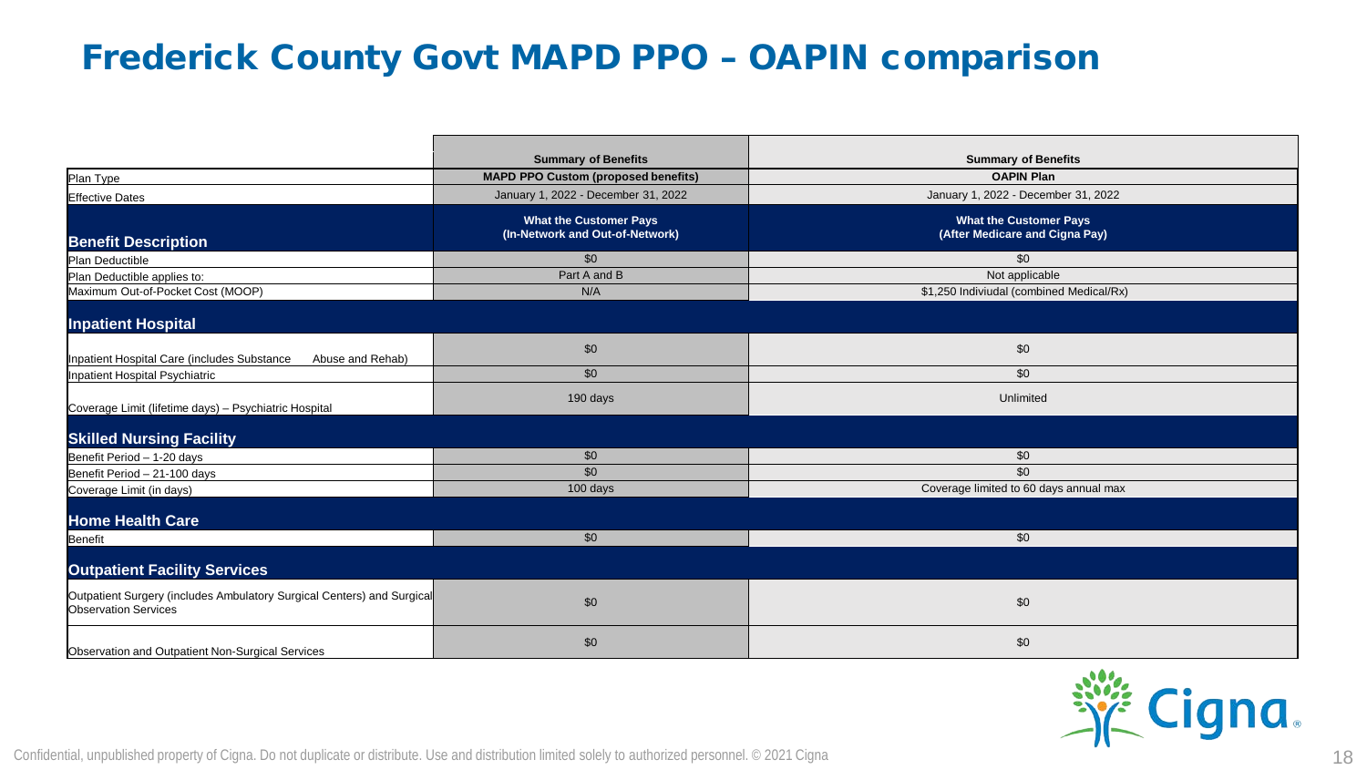# Frederick County Govt MAPD PPO – OAPIN comparison

| | Summary of Benefits | Summary of Benefits |
|---|---|---|
| Plan Type | MAPD PPO Custom (proposed benefits) | OAPIN Plan |
| Effective Dates | January 1, 2022 - December 31, 2022 | January 1, 2022 - December 31, 2022 |
| **Benefit Description** | **What the Customer Pays (In-Network and Out-of-Network)** | **What the Customer Pays (After Medicare and Cigna Pay)** |
| Plan Deductible | $0 | $0 |
| Plan Deductible applies to: | Part A and B | Not applicable |
| Maximum Out-of-Pocket Cost (MOOP) | N/A | $1,250 Indiviudal (combined Medical/Rx) |
| **Inpatient Hospital** | | |
| Inpatient Hospital Care (includes Substance Abuse and Rehab) | $0 | $0 |
| Inpatient Hospital Psychiatric | $0 | $0 |
| Coverage Limit (lifetime days) – Psychiatric Hospital | 190 days | Unlimited |
| **Skilled Nursing Facility** | | |
| Benefit Period – 1-20 days | $0 | $0 |
| Benefit Period – 21-100 days | $0 | $0 |
| Coverage Limit (in days) | 100 days | Coverage limited to 60 days annual max |
| **Home Health Care** | | |
| Benefit | $0 | $0 |
| **Outpatient Facility Services** | | |
| Outpatient Surgery (includes Ambulatory Surgical Centers) and Surgical Observation Services | $0 | $0 |
| Observation and Outpatient Non-Surgical Services | $0 | $0 |

Confidential, unpublished property of Cigna. Do not duplicate or distribute. Use and distribution limited solely to authorized personnel. © 2021 Cigna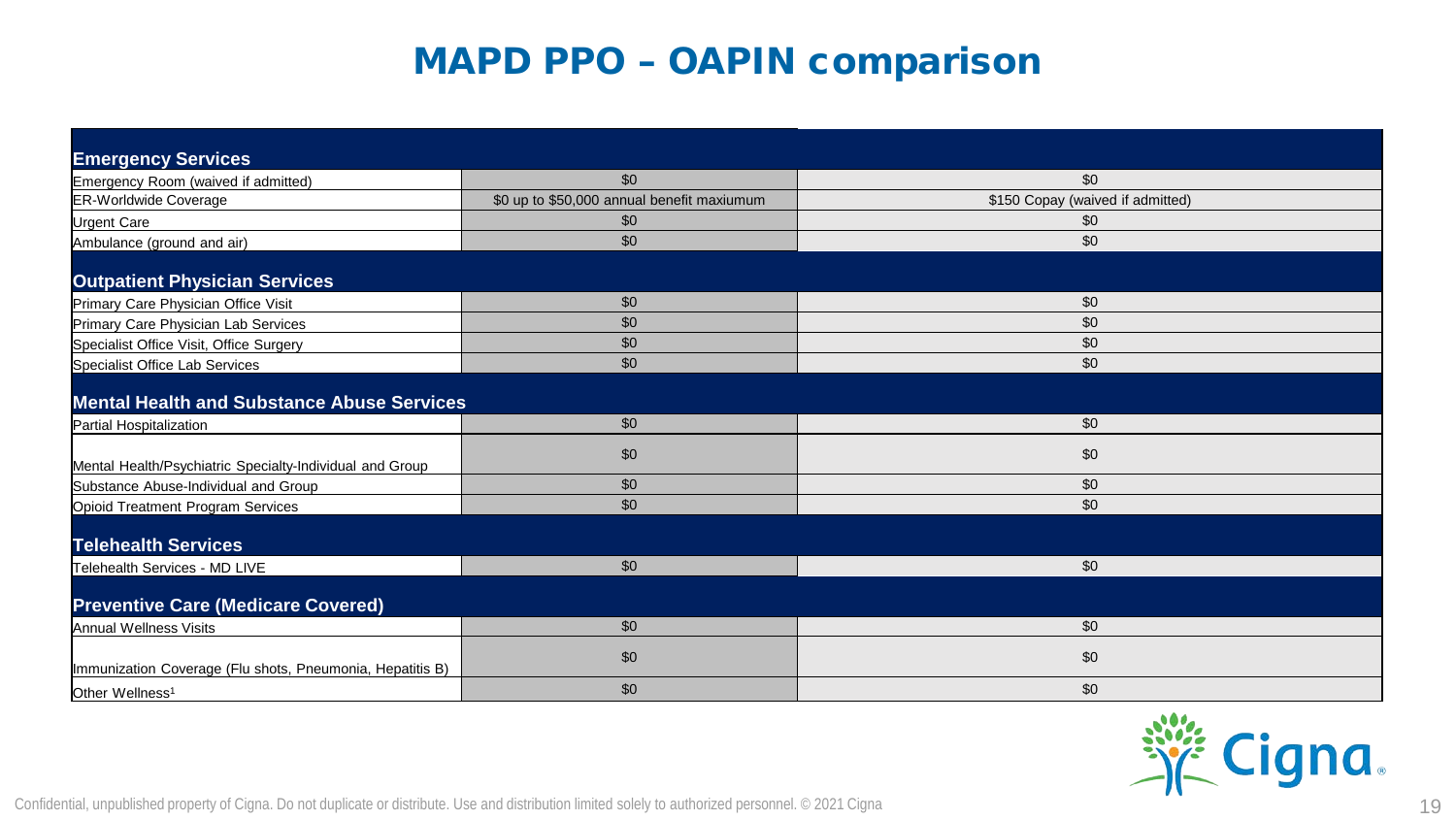# MAPD PPO – OAPIN comparison

| Emergency Services | | |
|---|---|---|
| Emergency Room (waived if admitted) | $0 | $0 |
| ER-Worldwide Coverage | $0 up to $50,000 annual benefit maxiumum | $150 Copay (waived if admitted) |
| Urgent Care | $0 | $0 |
| Ambulance (ground and air) | $0 | $0 |
| **Outpatient Physician Services** | | |
| Primary Care Physician Office Visit | $0 | $0 |
| Primary Care Physician Lab Services | $0 | $0 |
| Specialist Office Visit, Office Surgery | $0 | $0 |
| Specialist Office Lab Services | $0 | $0 |
| **Mental Health and Substance Abuse Services** | | |
| Partial Hospitalization | $0 | $0 |
| Mental Health/Psychiatric Specialty-Individual and Group | $0 | $0 |
| Substance Abuse-Individual and Group | $0 | $0 |
| Opioid Treatment Program Services | $0 | $0 |
| **Telehealth Services** | | |
| Telehealth Services - MD LIVE | $0 | $0 |
| **Preventive Care (Medicare Covered)** | | |
| Annual Wellness Visits | $0 | $0 |
| Immunization Coverage (Flu shots, Pneumonia, Hepatitis B) | $0 | $0 |
| Other Wellness[1] | $0 | $0 |

Confidential, unpublished property of Cigna. Do not duplicate or distribute. Use and distribution limited solely to authorized personnel. © 2021 Cigna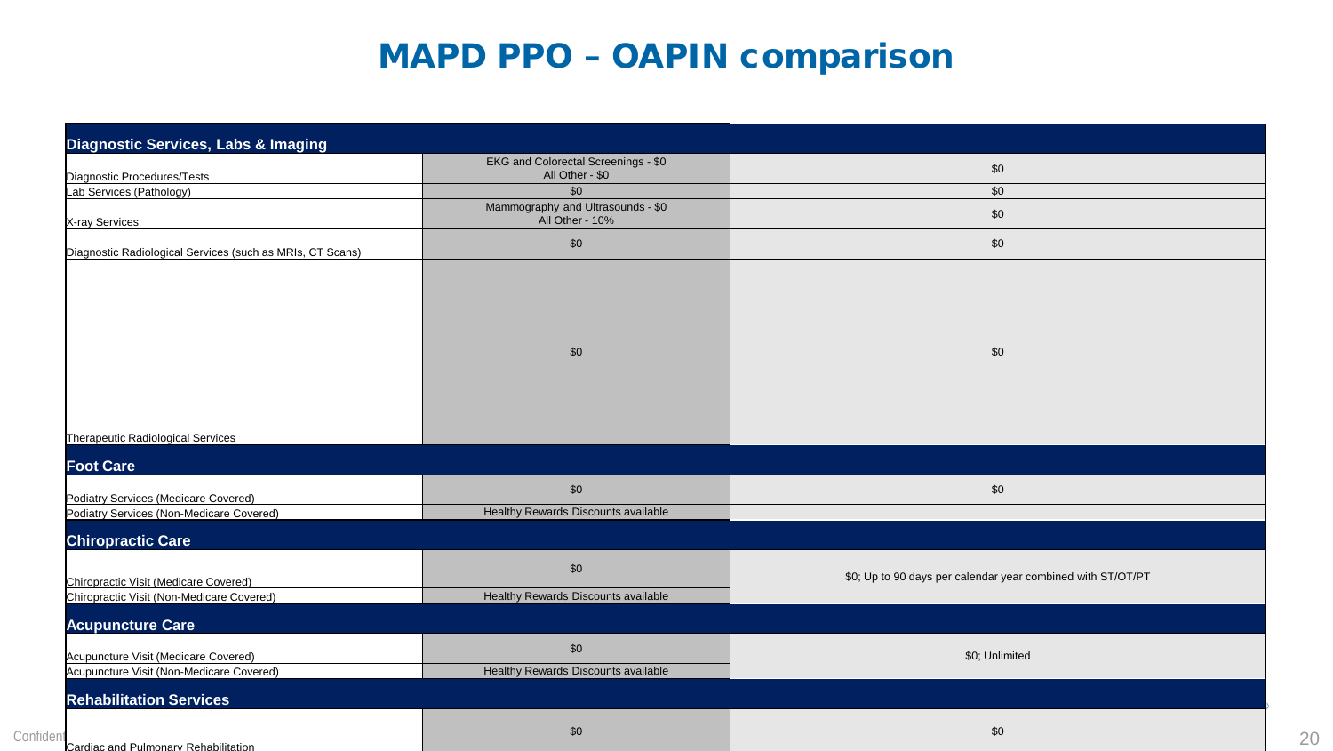# MAPD PPO – OAPIN comparison

| Diagnostic Services, Labs & Imaging | | |
|---|---|---|
| Diagnostic Procedures/Tests | EKG and Colorectal Screenings - $0<br>All Other - $0 | $0 |
| Lab Services (Pathology) | $0 | $0 |
| X-ray Services | Mammography and Ultrasounds - $0<br>All Other - 10% | $0 |
| Diagnostic Radiological Services (such as MRIs, CT Scans) | $0 | $0 |
| Therapeutic Radiological Services | $0 | $0 |
| **Foot Care** | | |
| Podiatry Services (Medicare Covered) | $0 | $0 |
| Podiatry Services (Non-Medicare Covered) | Healthy Rewards Discounts available | |
| **Chiropractic Care** | | |
| Chiropractic Visit (Medicare Covered) | $0 | $0; Up to 90 days per calendar year combined with ST/OT/PT |
| Chiropractic Visit (Non-Medicare Covered) | Healthy Rewards Discounts available | |
| **Acupuncture Care** | | |
| Acupuncture Visit (Medicare Covered) | $0 | $0; Unlimited |
| Acupuncture Visit (Non-Medicare Covered) | Healthy Rewards Discounts available | |
| **Rehabilitation Services** | | |
| Cardiac and Pulmonary Rehabilitation | $0 | $0 |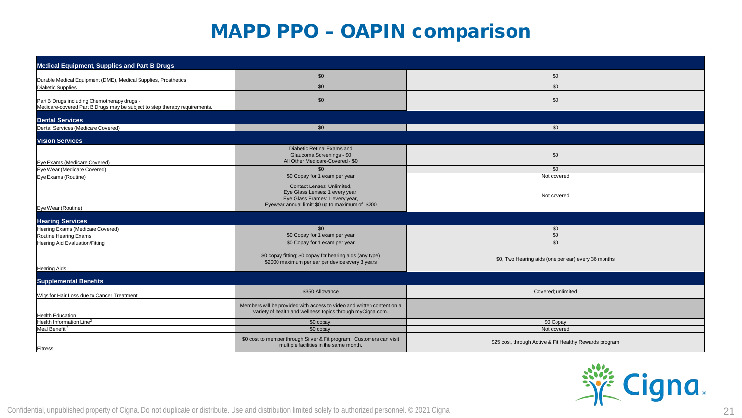# MAPD PPO – OAPIN comparison

| | | |
|---|---|---|
| **Medical Equipment, Supplies and Part B Drugs** | | |
| Durable Medical Equipment (DME), Medical Supplies, Prosthetics | $0 | $0 |
| Diabetic Supplies | $0 | $0 |
| Part B Drugs including Chemotherapy drugs - Medicare-covered Part B Drugs may be subject to step therapy requirements. | $0 | $0 |
| **Dental Services** | | |
| Dental Services (Medicare Covered) | $0 | $0 |
| **Vision Services** | | |
| Eye Exams (Medicare Covered) | Diabetic Retinal Exams and Glaucoma Screenings - $0<br>All Other Medicare-Covered - $0 | $0 |
| Eye Wear (Medicare Covered) | $0 | $0 |
| Eye Exams (Routine) | $0 Copay for 1 exam per year | Not covered |
| Eye Wear (Routine) | Contact Lenses: Unlimited,<br>Eye Glass Lenses: 1 every year,<br>Eye Glass Frames: 1 every year,<br>Eyewear annual limit: $0 up to maximum of $200 | Not covered |
| **Hearing Services** | | |
| Hearing Exams (Medicare Covered) | $0 | $0 |
| Routine Hearing Exams | $0 Copay for 1 exam per year | $0 |
| Hearing Aid Evaluation/Fitting | $0 Copay for 1 exam per year | $0 |
| Hearing Aids | $0 copay fitting; $0 copay for hearing aids (any type)<br>$2000 maximum per ear per device every 3 years | $0, Two Hearing aids (one per ear) every 36 months |
| **Supplemental Benefits** | | |
| Wigs for Hair Loss due to Cancer Treatment | $350 Allowance | Covered; unlimited |
| Health Education | Members will be provided with access to video and written content on a variety of health and wellness topics through myCigna.com. | |
| Health Information Line[2] | $0 copay. | $0 Copay |
| Meal Benefit[3] | $0 copay. | Not covered |
| Fitness | $0 cost to member through Silver & Fit program. Customers can visit multiple facilities in the same month. | $25 cost, through Active & Fit Healthy Rewards program |

Confidential, unpublished property of Cigna. Do not duplicate or distribute. Use and distribution limited solely to authorized personnel. © 2021 Cigna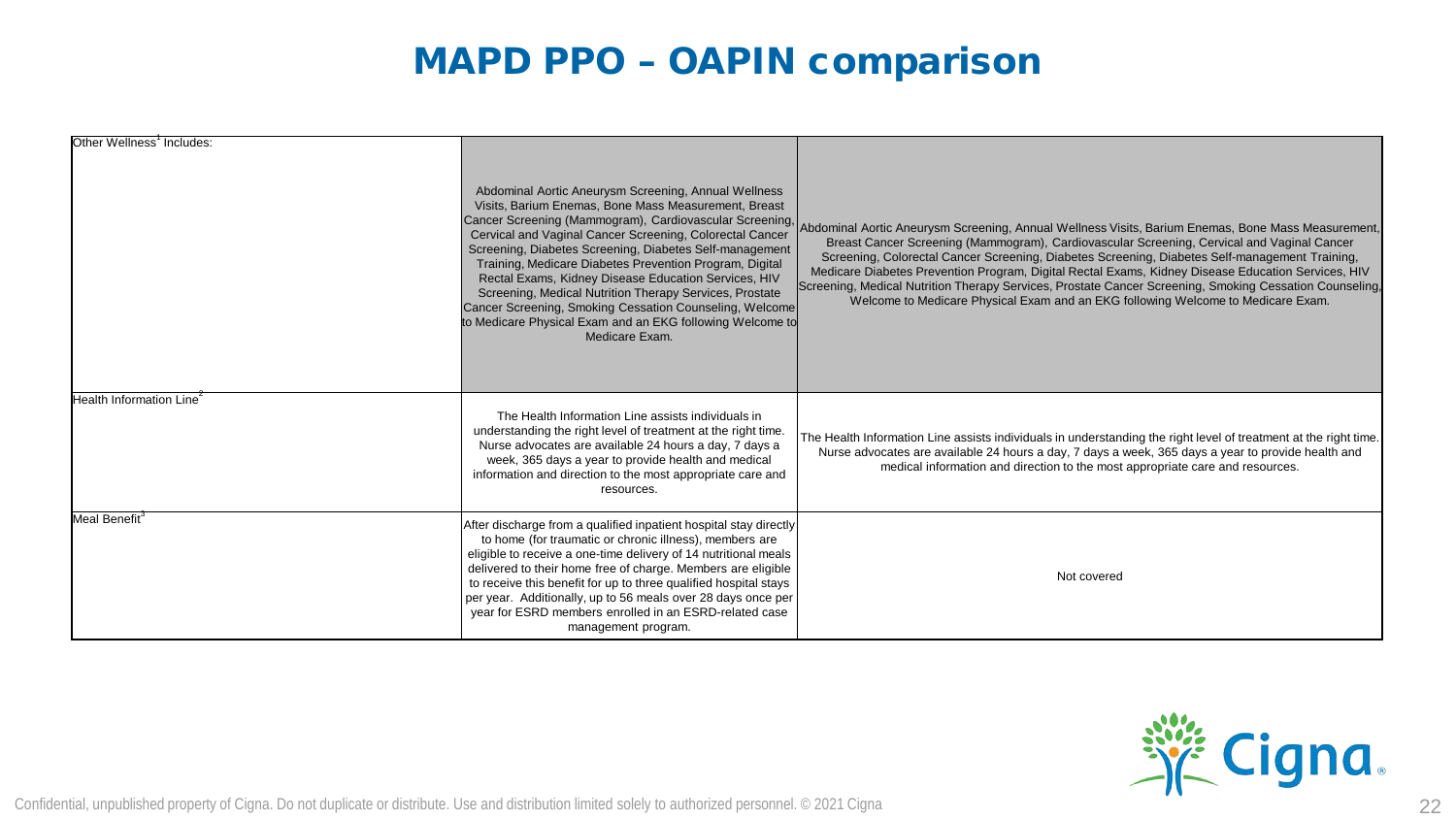# MAPD PPO – OAPIN comparison

| | | |
|---|---|---|
| Other Wellness[1] Includes: | Abdominal Aortic Aneurysm Screening, Annual Wellness Visits, Barium Enemas, Bone Mass Measurement, Breast Cancer Screening (Mammogram), Cardiovascular Screening, Cervical and Vaginal Cancer Screening, Colorectal Cancer Screening, Diabetes Screening, Diabetes Self-management Training, Medicare Diabetes Prevention Program, Digital Rectal Exams, Kidney Disease Education Services, HIV Screening, Medical Nutrition Therapy Services, Prostate Cancer Screening, Smoking Cessation Counseling, Welcome to Medicare Physical Exam and an EKG following Welcome to Medicare Exam. | Abdominal Aortic Aneurysm Screening, Annual Wellness Visits, Barium Enemas, Bone Mass Measurement, Breast Cancer Screening (Mammogram), Cardiovascular Screening, Cervical and Vaginal Cancer Screening, Colorectal Cancer Screening, Diabetes Screening, Diabetes Self-management Training, Medicare Diabetes Prevention Program, Digital Rectal Exams, Kidney Disease Education Services, HIV Screening, Medical Nutrition Therapy Services, Prostate Cancer Screening, Smoking Cessation Counseling, Welcome to Medicare Physical Exam and an EKG following Welcome to Medicare Exam. |
| Health Information Line[2] | The Health Information Line assists individuals in understanding the right level of treatment at the right time. Nurse advocates are available 24 hours a day, 7 days a week, 365 days a year to provide health and medical information and direction to the most appropriate care and resources. | The Health Information Line assists individuals in understanding the right level of treatment at the right time. Nurse advocates are available 24 hours a day, 7 days a week, 365 days a year to provide health and medical information and direction to the most appropriate care and resources. |
| Meal Benefit[3] | After discharge from a qualified inpatient hospital stay directly to home (for traumatic or chronic illness), members are eligible to receive a one-time delivery of 14 nutritional meals delivered to their home free of charge. Members are eligible to receive this benefit for up to three qualified hospital stays per year. Additionally, up to 56 meals over 28 days once per year for ESRD members enrolled in an ESRD-related case management program. | Not covered |

Confidential, unpublished property of Cigna. Do not duplicate or distribute. Use and distribution limited solely to authorized personnel. © 2021 Cigna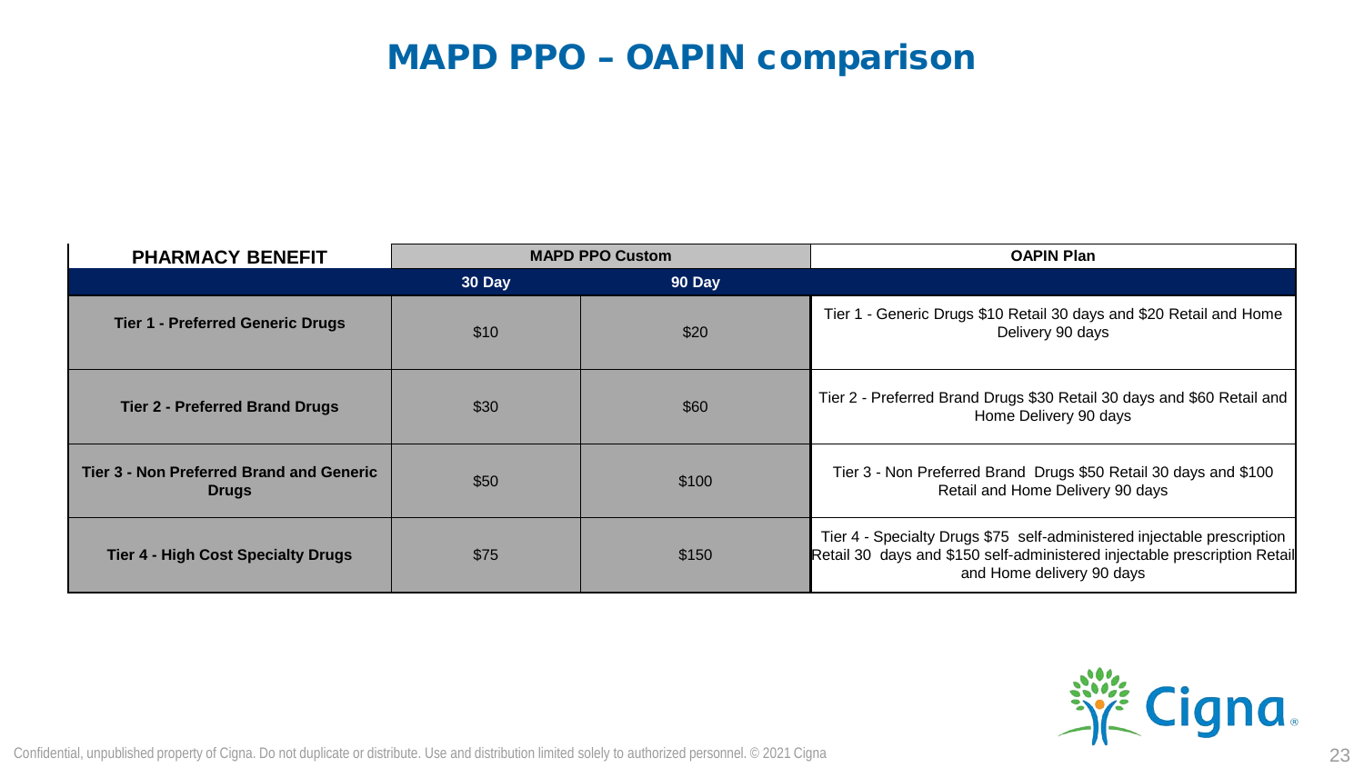# MAPD PPO – OAPIN comparison

| PHARMACY BENEFIT | MAPD PPO Custom | | OAPIN Plan |
|---|---|---|---|
| | 30 Day | 90 Day | |
| Tier 1 - Preferred Generic Drugs | $10 | $20 | Tier 1 - Generic Drugs $10 Retail 30 days and $20 Retail and Home Delivery 90 days |
| Tier 2 - Preferred Brand Drugs | $30 | $60 | Tier 2 - Preferred Brand Drugs $30 Retail 30 days and $60 Retail and Home Delivery 90 days |
| Tier 3 - Non Preferred Brand and Generic Drugs | $50 | $100 | Tier 3 - Non Preferred Brand Drugs $50 Retail 30 days and $100 Retail and Home Delivery 90 days |
| Tier 4 - High Cost Specialty Drugs | $75 | $150 | Tier 4 - Specialty Drugs $75 self-administered injectable prescription Retail 30 days and $150 self-administered injectable prescription Retail and Home delivery 90 days |

Confidential, unpublished property of Cigna. Do not duplicate or distribute. Use and distribution limited solely to authorized personnel. © 2021 Cigna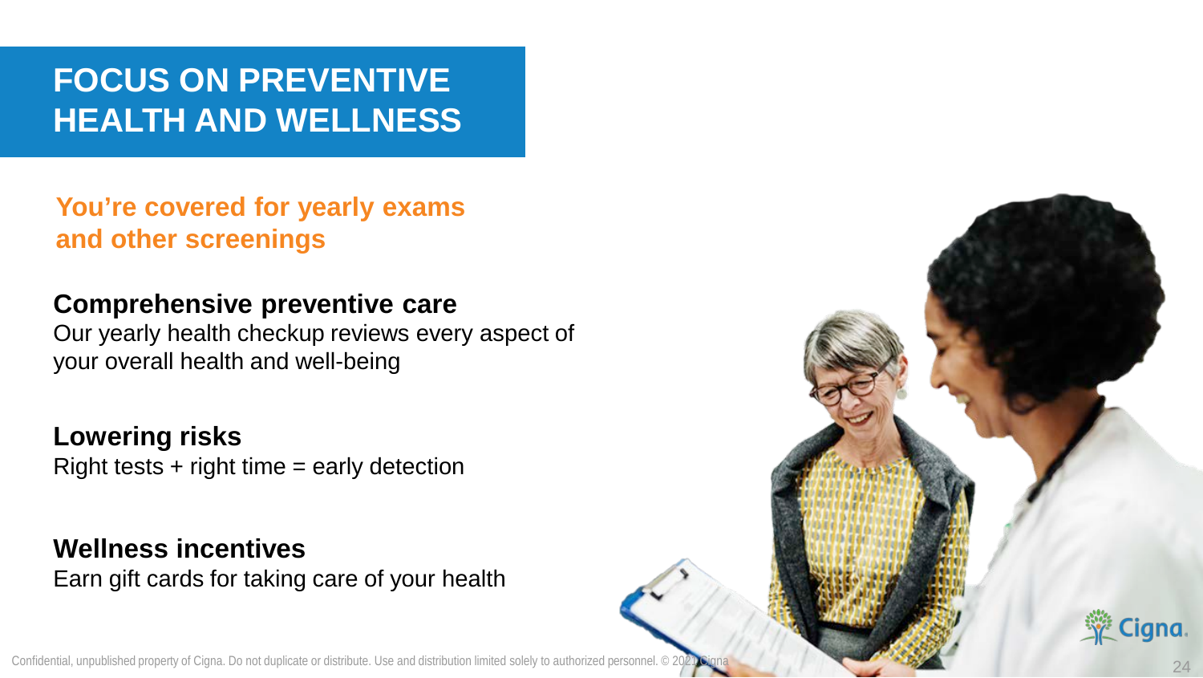# FOCUS ON PREVENTIVE HEALTH AND WELLNESS

## You're covered for yearly exams and other screenings

**Comprehensive preventive care**
Our yearly health checkup reviews every aspect of your overall health and well-being

**Lowering risks**
Right tests + right time = early detection

**Wellness incentives**
Earn gift cards for taking care of your health

Confidential, unpublished property of Cigna. Do not duplicate or distribute. Use and distribution limited solely to authorized personnel. © 2021 Cigna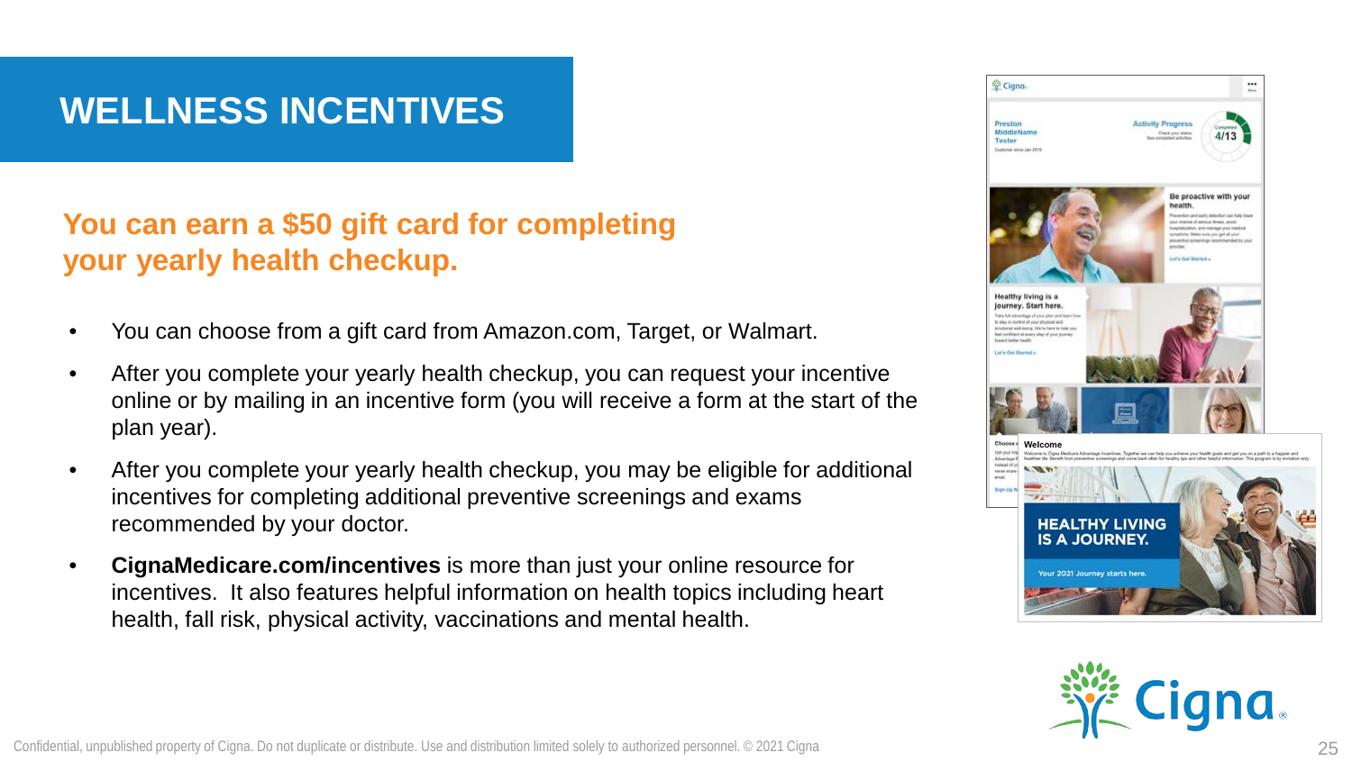# WELLNESS INCENTIVES

## You can earn a $50 gift card for completing your yearly health checkup.

- You can choose from a gift card from Amazon.com, Target, or Walmart.
- After you complete your yearly health checkup, you can request your incentive online or by mailing in an incentive form (you will receive a form at the start of the plan year).
- After you complete your yearly health checkup, you may be eligible for additional incentives for completing additional preventive screenings and exams recommended by your doctor.
- **CignaMedicare.com/incentives** is more than just your online resource for incentives. It also features helpful information on health topics including heart health, fall risk, physical activity, vaccinations and mental health.

Confidential, unpublished property of Cigna. Do not duplicate or distribute. Use and distribution limited solely to authorized personnel. © 2021 Cigna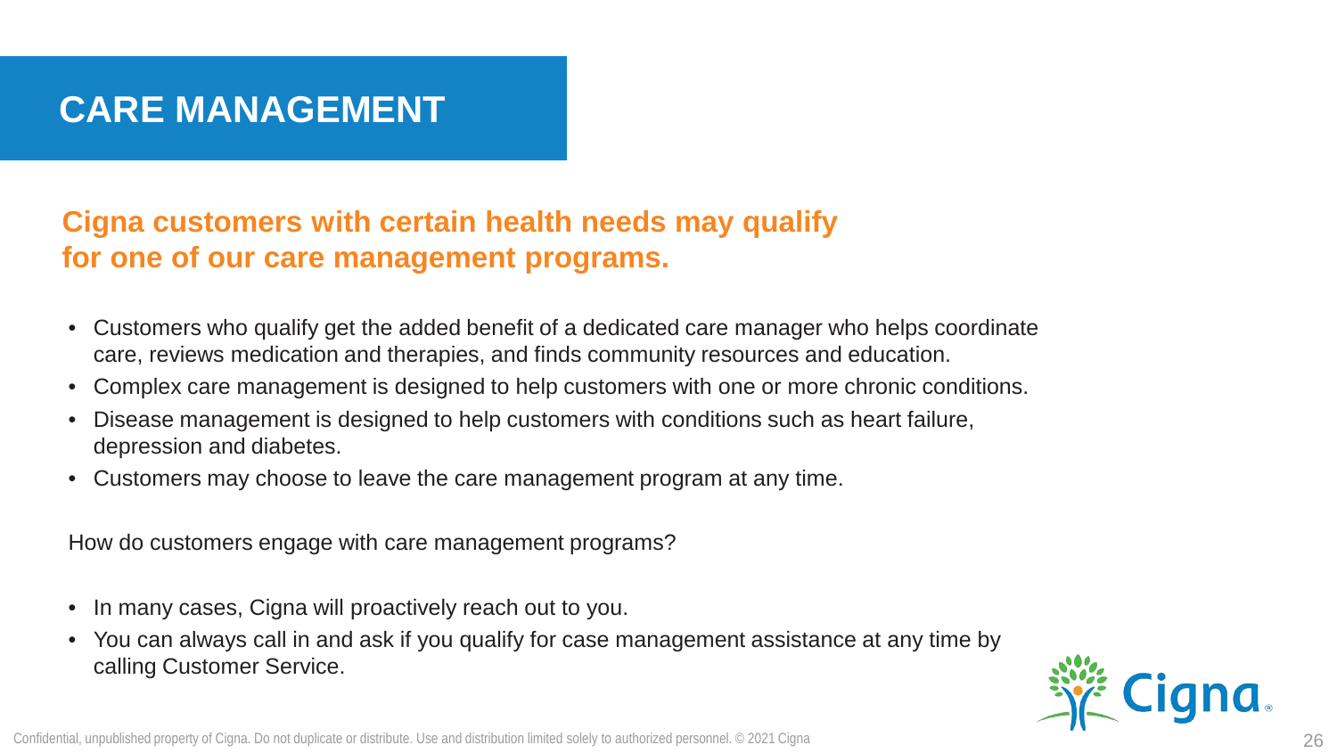# CARE MANAGEMENT

## Cigna customers with certain health needs may qualify for one of our care management programs.

- Customers who qualify get the added benefit of a dedicated care manager who helps coordinate care, reviews medication and therapies, and finds community resources and education.
- Complex care management is designed to help customers with one or more chronic conditions.
- Disease management is designed to help customers with conditions such as heart failure, depression and diabetes.
- Customers may choose to leave the care management program at any time.

How do customers engage with care management programs?

- In many cases, Cigna will proactively reach out to you.
- You can always call in and ask if you qualify for case management assistance at any time by calling Customer Service.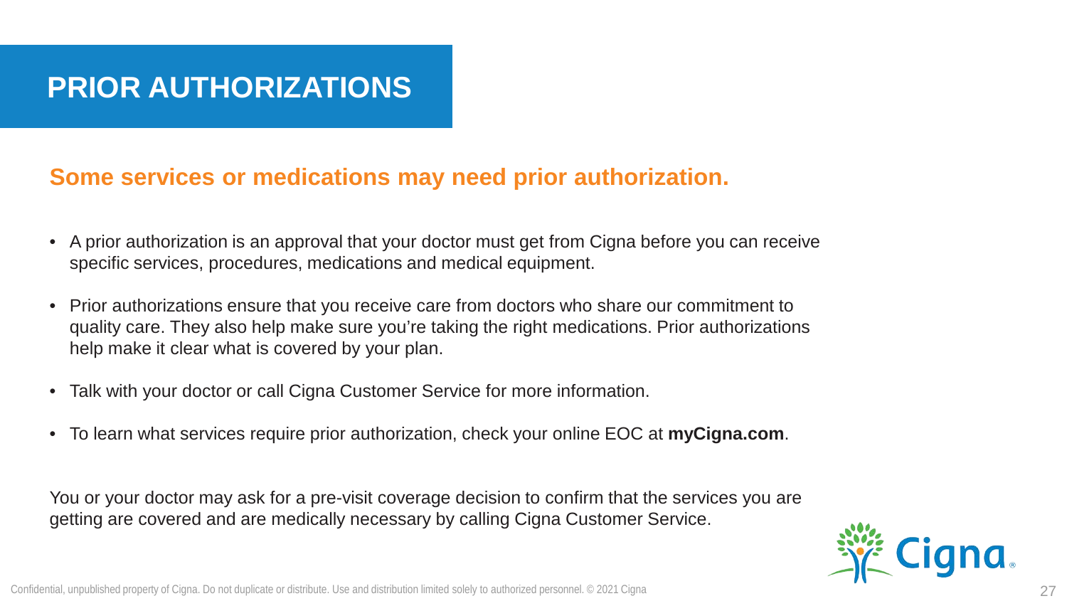# PRIOR AUTHORIZATIONS

## Some services or medications may need prior authorization.

- A prior authorization is an approval that your doctor must get from Cigna before you can receive specific services, procedures, medications and medical equipment.
- Prior authorizations ensure that you receive care from doctors who share our commitment to quality care. They also help make sure you're taking the right medications. Prior authorizations help make it clear what is covered by your plan.
- Talk with your doctor or call Cigna Customer Service for more information.
- To learn what services require prior authorization, check your online EOC at **myCigna.com**.

You or your doctor may ask for a pre-visit coverage decision to confirm that the services you are getting are covered and are medically necessary by calling Cigna Customer Service.

Confidential, unpublished property of Cigna. Do not duplicate or distribute. Use and distribution limited solely to authorized personnel. © 2021 Cigna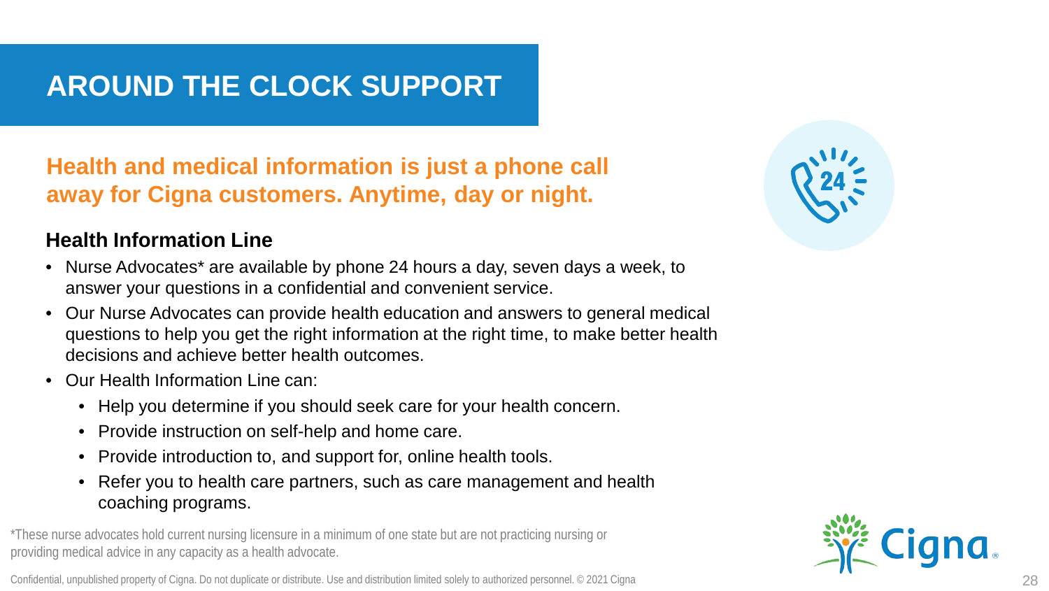# AROUND THE CLOCK SUPPORT

**Health and medical information is just a phone call away for Cigna customers. Anytime, day or night.**

### Health Information Line

- Nurse Advocates* are available by phone 24 hours a day, seven days a week, to answer your questions in a confidential and convenient service.
- Our Nurse Advocates can provide health education and answers to general medical questions to help you get the right information at the right time, to make better health decisions and achieve better health outcomes.
- Our Health Information Line can:
  - Help you determine if you should seek care for your health concern.
  - Provide instruction on self-help and home care.
  - Provide introduction to, and support for, online health tools.
  - Refer you to health care partners, such as care management and health coaching programs.

*These nurse advocates hold current nursing licensure in a minimum of one state but are not practicing nursing or providing medical advice in any capacity as a health advocate.

Confidential, unpublished property of Cigna. Do not duplicate or distribute. Use and distribution limited solely to authorized personnel. © 2021 Cigna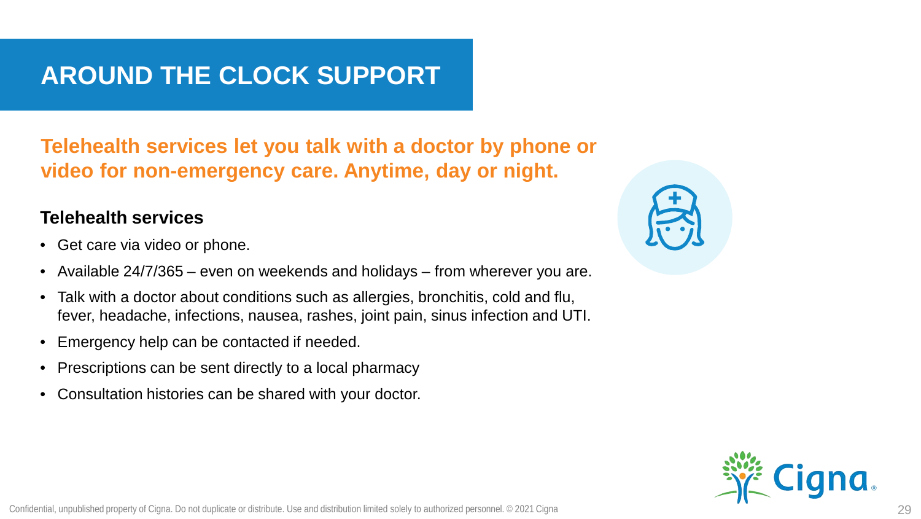# AROUND THE CLOCK SUPPORT

**Telehealth services let you talk with a doctor by phone or video for non-emergency care. Anytime, day or night.**

### Telehealth services

- Get care via video or phone.
- Available 24/7/365 – even on weekends and holidays – from wherever you are.
- Talk with a doctor about conditions such as allergies, bronchitis, cold and flu, fever, headache, infections, nausea, rashes, joint pain, sinus infection and UTI.
- Emergency help can be contacted if needed.
- Prescriptions can be sent directly to a local pharmacy
- Consultation histories can be shared with your doctor.

Confidential, unpublished property of Cigna. Do not duplicate or distribute. Use and distribution limited solely to authorized personnel. © 2021 Cigna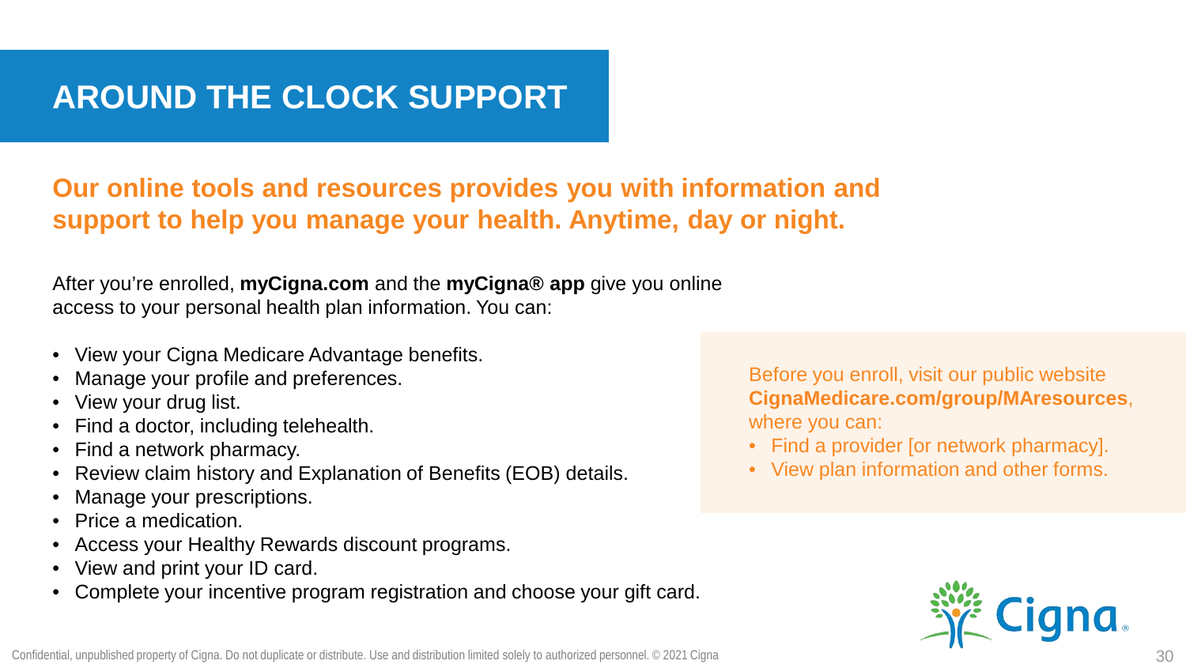# AROUND THE CLOCK SUPPORT

**Our online tools and resources provides you with information and support to help you manage your health. Anytime, day or night.**

After you're enrolled, **myCigna.com** and the **myCigna® app** give you online access to your personal health plan information. You can:

- View your Cigna Medicare Advantage benefits.
- Manage your profile and preferences.
- View your drug list.
- Find a doctor, including telehealth.
- Find a network pharmacy.
- Review claim history and Explanation of Benefits (EOB) details.
- Manage your prescriptions.
- Price a medication.
- Access your Healthy Rewards discount programs.
- View and print your ID card.
- Complete your incentive program registration and choose your gift card.

Before you enroll, visit our public website **CignaMedicare.com/group/MAresources**, where you can:

- Find a provider [or network pharmacy].
- View plan information and other forms.

Confidential, unpublished property of Cigna. Do not duplicate or distribute. Use and distribution limited solely to authorized personnel. © 2021 Cigna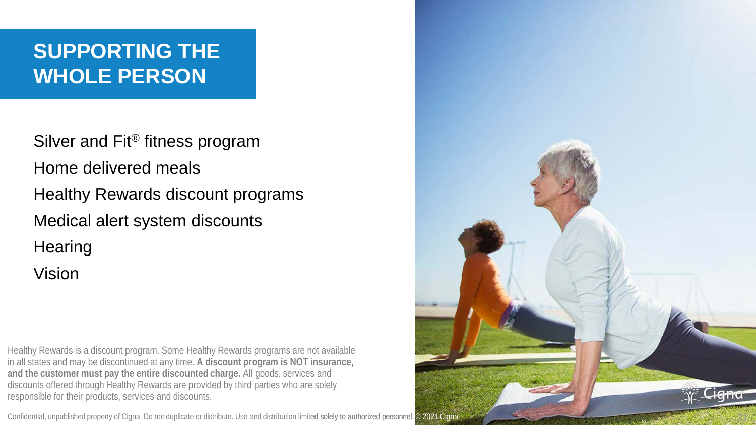# SUPPORTING THE WHOLE PERSON

- Silver and Fit® fitness program
- Home delivered meals
- Healthy Rewards discount programs
- Medical alert system discounts
- Hearing
- Vision

Healthy Rewards is a discount program. Some Healthy Rewards programs are not available in all states and may be discontinued at any time. **A discount program is NOT insurance, and the customer must pay the entire discounted charge.** All goods, services and discounts offered through Healthy Rewards are provided by third parties who are solely responsible for their products, services and discounts.

Confidential, unpublished property of Cigna. Do not duplicate or distribute. Use and distribution limited solely to authorized personnel. © 2021 Cigna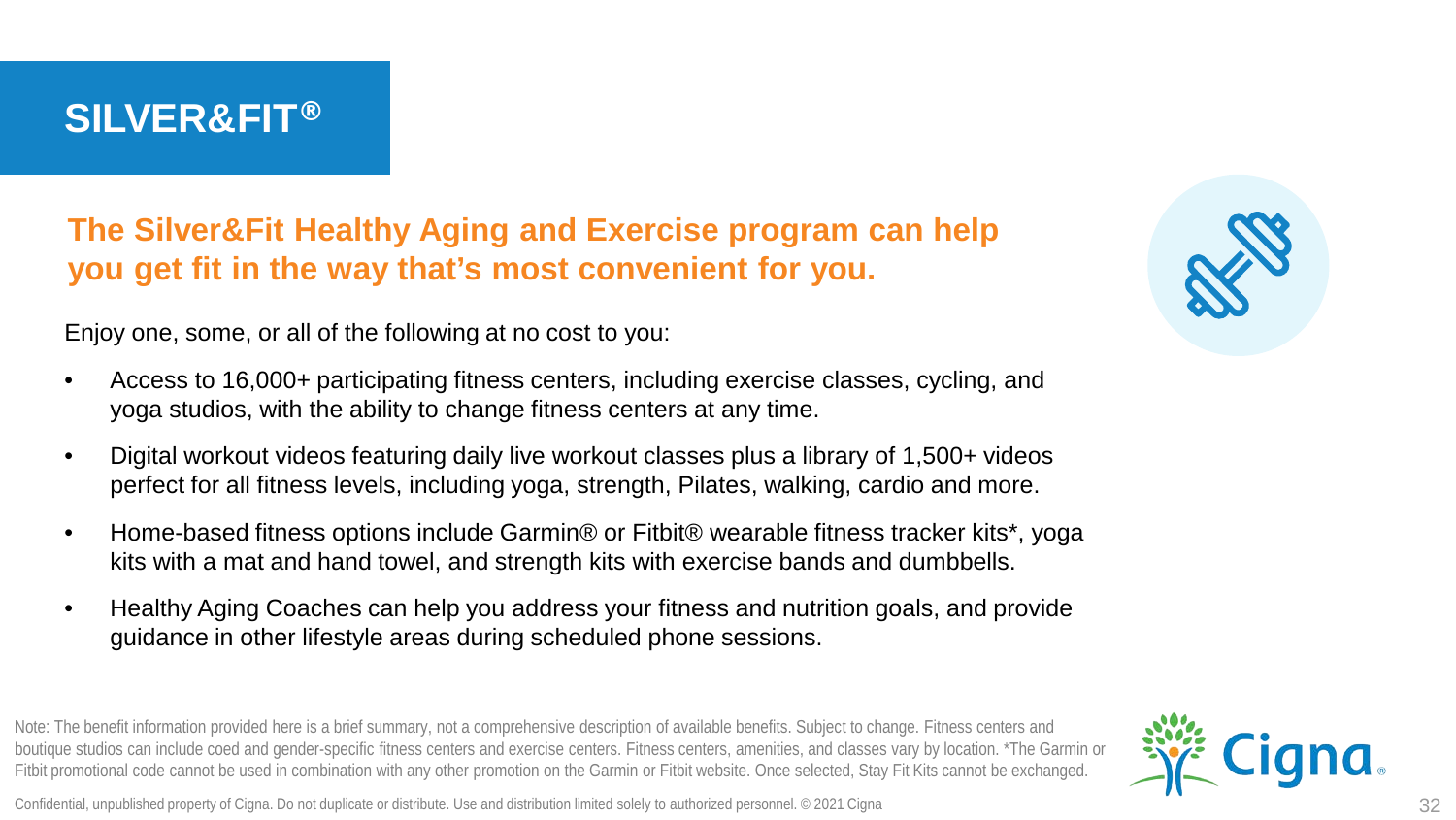# SILVER&FIT®

## The Silver&Fit Healthy Aging and Exercise program can help you get fit in the way that's most convenient for you.

Enjoy one, some, or all of the following at no cost to you:

- Access to 16,000+ participating fitness centers, including exercise classes, cycling, and yoga studios, with the ability to change fitness centers at any time.
- Digital workout videos featuring daily live workout classes plus a library of 1,500+ videos perfect for all fitness levels, including yoga, strength, Pilates, walking, cardio and more.
- Home-based fitness options include Garmin® or Fitbit® wearable fitness tracker kits*, yoga kits with a mat and hand towel, and strength kits with exercise bands and dumbbells.
- Healthy Aging Coaches can help you address your fitness and nutrition goals, and provide guidance in other lifestyle areas during scheduled phone sessions.

Note: The benefit information provided here is a brief summary, not a comprehensive description of available benefits. Subject to change. Fitness centers and boutique studios can include coed and gender-specific fitness centers and exercise centers. Fitness centers, amenities, and classes vary by location. *The Garmin or Fitbit promotional code cannot be used in combination with any other promotion on the Garmin or Fitbit website. Once selected, Stay Fit Kits cannot be exchanged.

Confidential, unpublished property of Cigna. Do not duplicate or distribute. Use and distribution limited solely to authorized personnel. © 2021 Cigna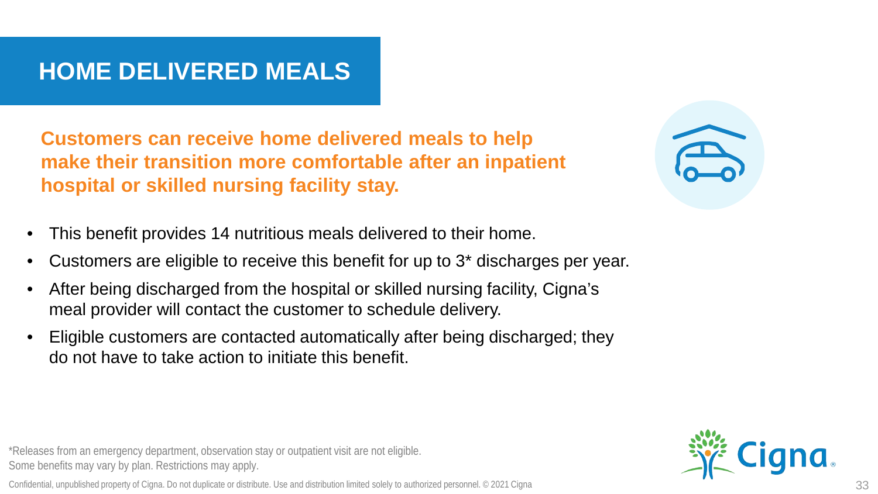# HOME DELIVERED MEALS

**Customers can receive home delivered meals to help make their transition more comfortable after an inpatient hospital or skilled nursing facility stay.**

- This benefit provides 14 nutritious meals delivered to their home.
- Customers are eligible to receive this benefit for up to 3* discharges per year.
- After being discharged from the hospital or skilled nursing facility, Cigna's meal provider will contact the customer to schedule delivery.
- Eligible customers are contacted automatically after being discharged; they do not have to take action to initiate this benefit.

*Releases from an emergency department, observation stay or outpatient visit are not eligible.
Some benefits may vary by plan. Restrictions may apply.

Confidential, unpublished property of Cigna. Do not duplicate or distribute. Use and distribution limited solely to authorized personnel. © 2021 Cigna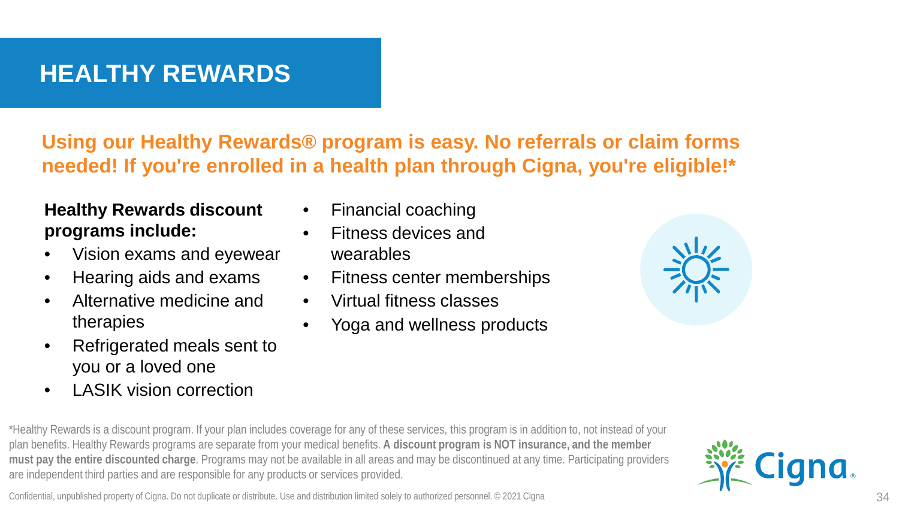# HEALTHY REWARDS

**Using our Healthy Rewards® program is easy. No referrals or claim forms needed! If you're enrolled in a health plan through Cigna, you're eligible!***

**Healthy Rewards discount programs include:**

- Vision exams and eyewear
- Hearing aids and exams
- Alternative medicine and therapies
- Refrigerated meals sent to you or a loved one
- LASIK vision correction
- Financial coaching
- Fitness devices and wearables
- Fitness center memberships
- Virtual fitness classes
- Yoga and wellness products

*Healthy Rewards is a discount program. If your plan includes coverage for any of these services, this program is in addition to, not instead of your plan benefits. Healthy Rewards programs are separate from your medical benefits. **A discount program is NOT insurance, and the member must pay the entire discounted charge**. Programs may not be available in all areas and may be discontinued at any time. Participating providers are independent third parties and are responsible for any products or services provided.

Confidential, unpublished property of Cigna. Do not duplicate or distribute. Use and distribution limited solely to authorized personnel. © 2021 Cigna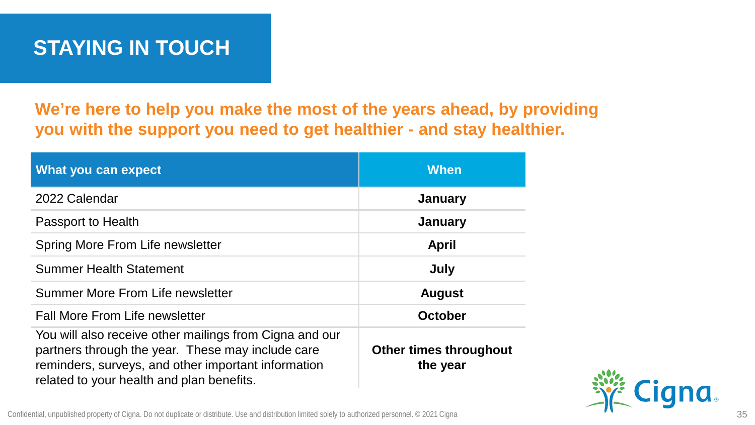# STAYING IN TOUCH

**We're here to help you make the most of the years ahead, by providing you with the support you need to get healthier - and stay healthier.**

| What you can expect | When |
|---|---|
| 2022 Calendar | **January** |
| Passport to Health | **January** |
| Spring More From Life newsletter | **April** |
| Summer Health Statement | **July** |
| Summer More From Life newsletter | **August** |
| Fall More From Life newsletter | **October** |
| You will also receive other mailings from Cigna and our partners through the year. These may include care reminders, surveys, and other important information related to your health and plan benefits. | **Other times throughout the year** |

Confidential, unpublished property of Cigna. Do not duplicate or distribute. Use and distribution limited solely to authorized personnel. © 2021 Cigna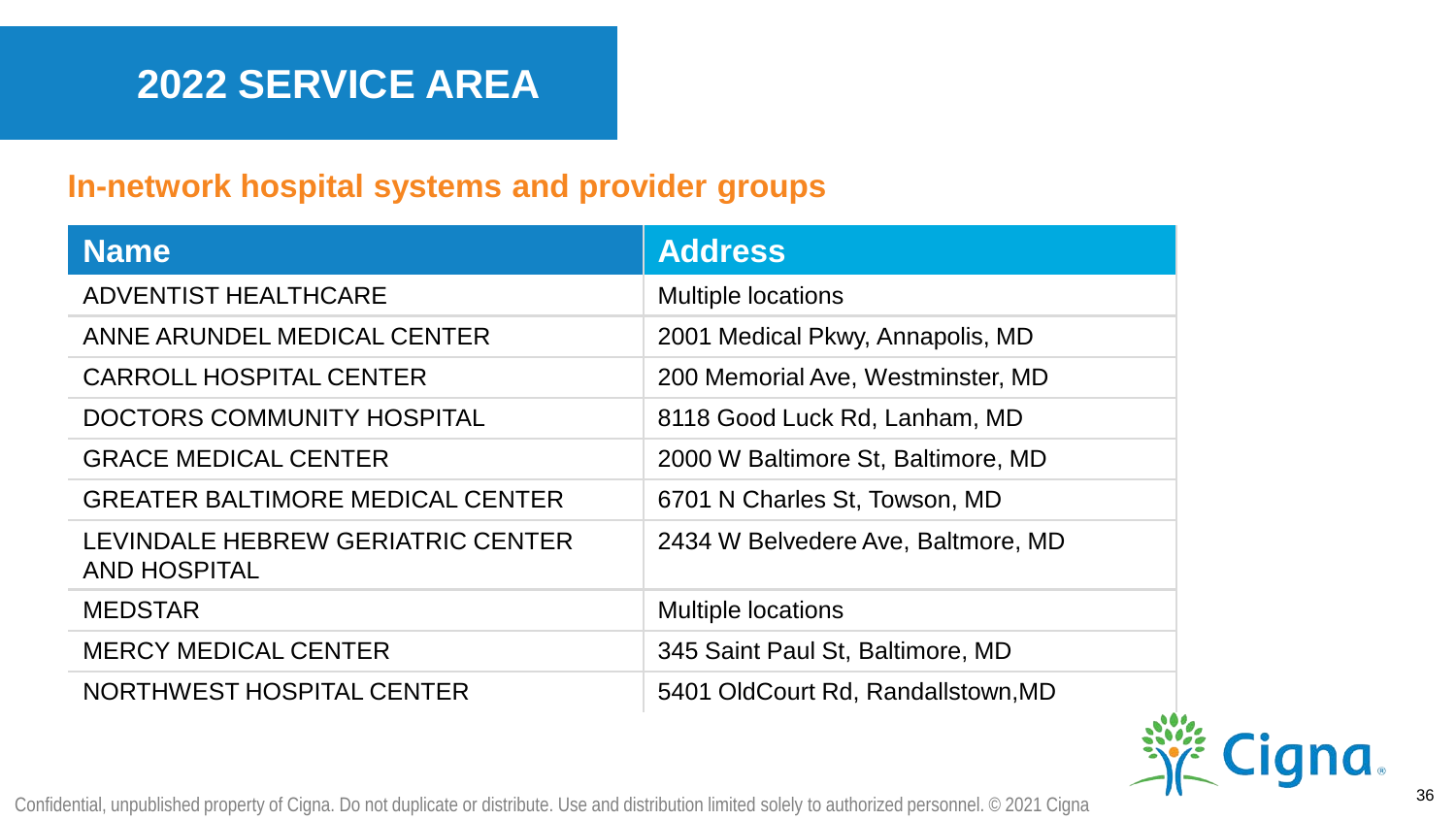# 2022 SERVICE AREA

## In-network hospital systems and provider groups

| Name | Address |
| --- | --- |
| ADVENTIST HEALTHCARE | Multiple locations |
| ANNE ARUNDEL MEDICAL CENTER | 2001 Medical Pkwy, Annapolis, MD |
| CARROLL HOSPITAL CENTER | 200 Memorial Ave, Westminster, MD |
| DOCTORS COMMUNITY HOSPITAL | 8118 Good Luck Rd, Lanham, MD |
| GRACE MEDICAL CENTER | 2000 W Baltimore St, Baltimore, MD |
| GREATER BALTIMORE MEDICAL CENTER | 6701 N Charles St, Towson, MD |
| LEVINDALE HEBREW GERIATRIC CENTER AND HOSPITAL | 2434 W Belvedere Ave, Baltmore, MD |
| MEDSTAR | Multiple locations |
| MERCY MEDICAL CENTER | 345 Saint Paul St, Baltimore, MD |
| NORTHWEST HOSPITAL CENTER | 5401 OldCourt Rd, Randallstown,MD |

Confidential, unpublished property of Cigna. Do not duplicate or distribute. Use and distribution limited solely to authorized personnel. © 2021 Cigna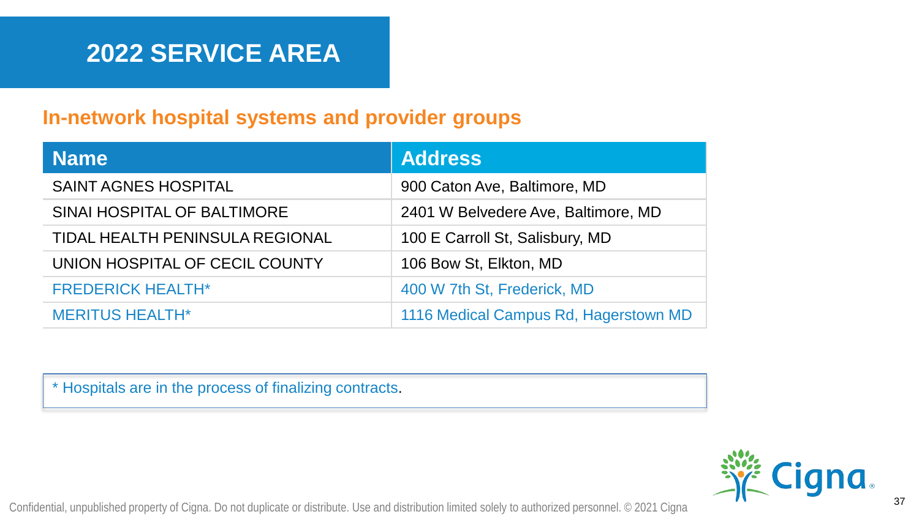# 2022 SERVICE AREA

## In-network hospital systems and provider groups

| Name | Address |
|---|---|
| SAINT AGNES HOSPITAL | 900 Caton Ave, Baltimore, MD |
| SINAI HOSPITAL OF BALTIMORE | 2401 W Belvedere Ave, Baltimore, MD |
| TIDAL HEALTH PENINSULA REGIONAL | 100 E Carroll St, Salisbury, MD |
| UNION HOSPITAL OF CECIL COUNTY | 106 Bow St, Elkton, MD |
| FREDERICK HEALTH* | 400 W 7th St, Frederick, MD |
| MERITUS HEALTH* | 1116 Medical Campus Rd, Hagerstown MD |

* Hospitals are in the process of finalizing contracts.

Confidential, unpublished property of Cigna. Do not duplicate or distribute. Use and distribution limited solely to authorized personnel. © 2021 Cigna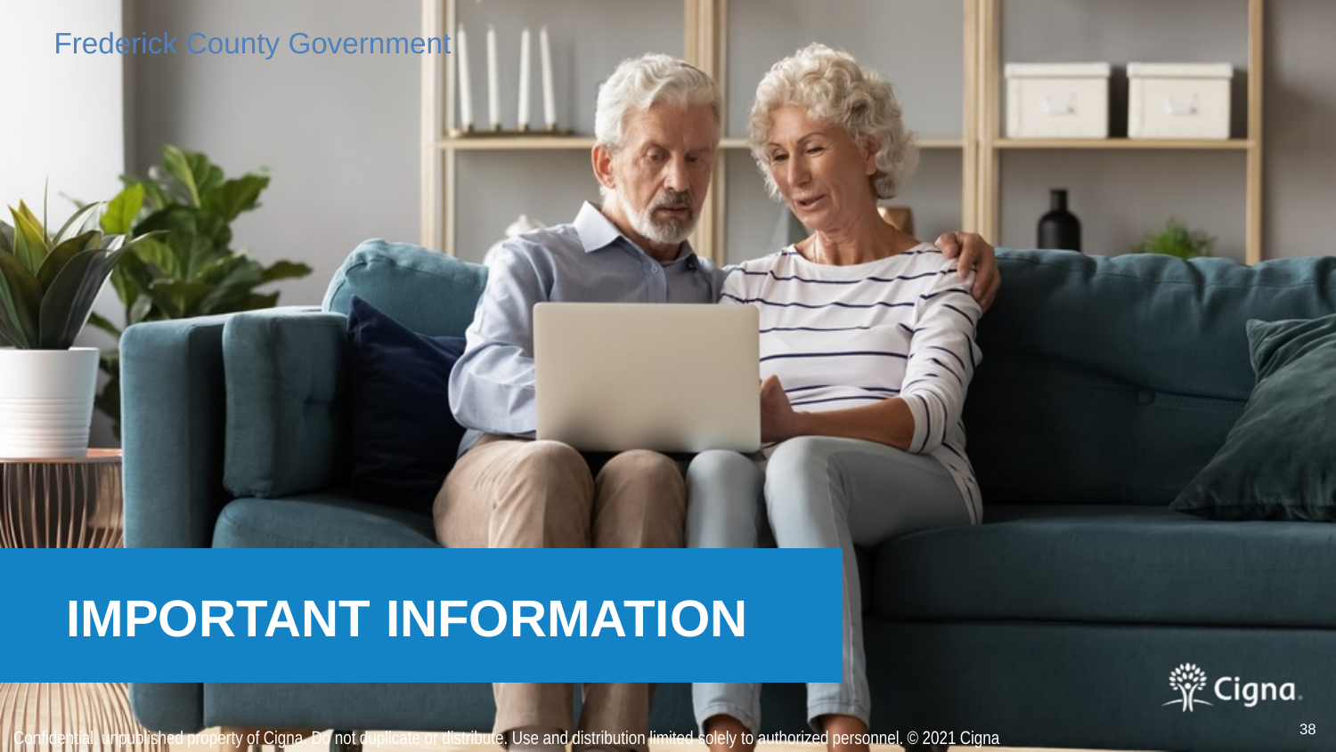Frederick County Government

# IMPORTANT INFORMATION

Confidential, unpublished property of Cigna. Do not duplicate or distribute. Use and distribution limited solely to authorized personnel. © 2021 Cigna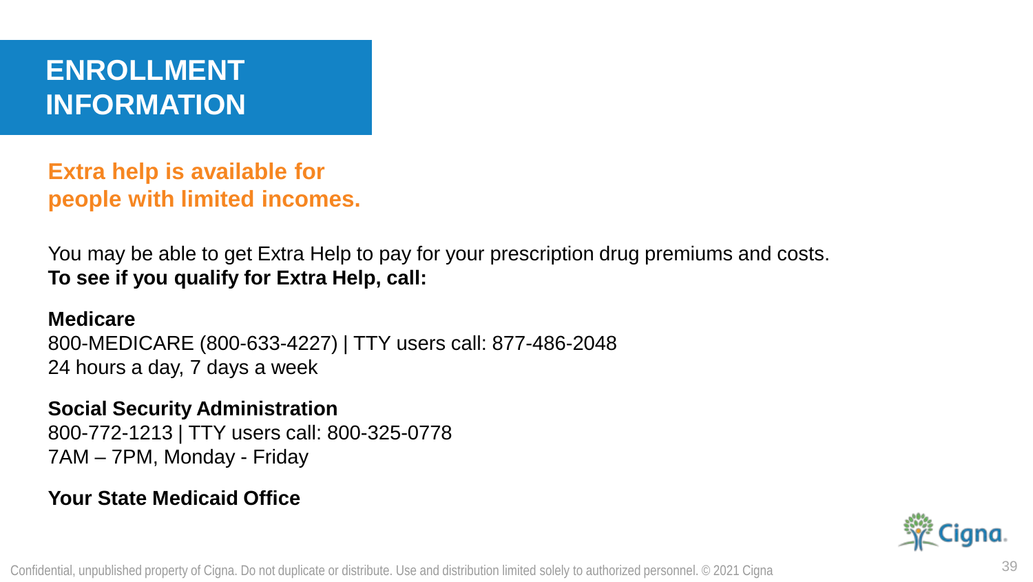# ENROLLMENT INFORMATION

## Extra help is available for people with limited incomes.

You may be able to get Extra Help to pay for your prescription drug premiums and costs.
**To see if you qualify for Extra Help, call:**

**Medicare**
800-MEDICARE (800-633-4227) | TTY users call: 877-486-2048
24 hours a day, 7 days a week

**Social Security Administration**
800-772-1213 | TTY users call: 800-325-0778
7AM – 7PM, Monday - Friday

**Your State Medicaid Office**

Confidential, unpublished property of Cigna. Do not duplicate or distribute. Use and distribution limited solely to authorized personnel. © 2021 Cigna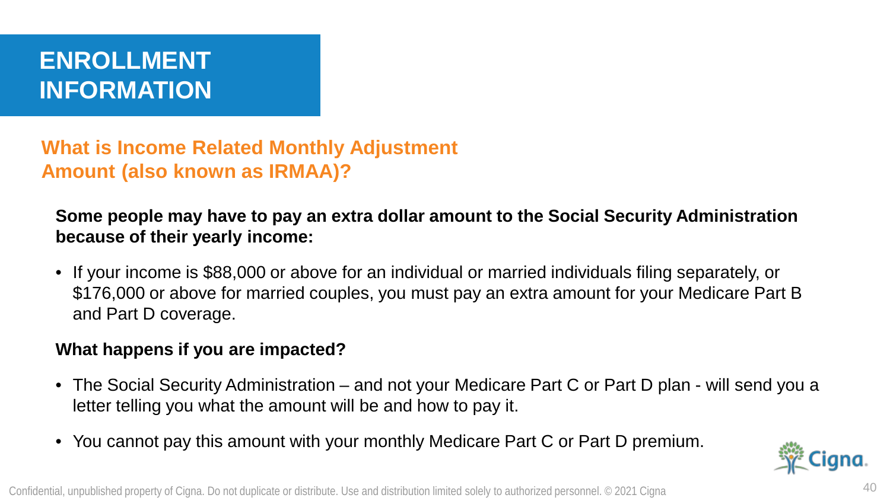# ENROLLMENT INFORMATION

## What is Income Related Monthly Adjustment Amount (also known as IRMAA)?

**Some people may have to pay an extra dollar amount to the Social Security Administration because of their yearly income:**

- If your income is $88,000 or above for an individual or married individuals filing separately, or $176,000 or above for married couples, you must pay an extra amount for your Medicare Part B and Part D coverage.

**What happens if you are impacted?**

- The Social Security Administration – and not your Medicare Part C or Part D plan - will send you a letter telling you what the amount will be and how to pay it.
- You cannot pay this amount with your monthly Medicare Part C or Part D premium.

Confidential, unpublished property of Cigna. Do not duplicate or distribute. Use and distribution limited solely to authorized personnel. © 2021 Cigna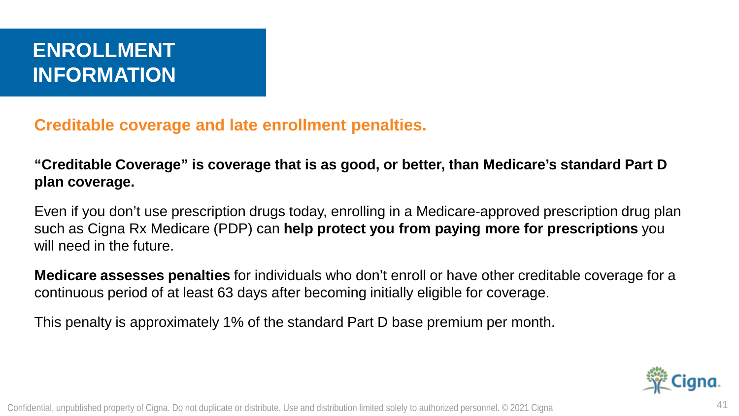# ENROLLMENT INFORMATION

## Creditable coverage and late enrollment penalties.

**"Creditable Coverage" is coverage that is as good, or better, than Medicare's standard Part D plan coverage.**

Even if you don't use prescription drugs today, enrolling in a Medicare-approved prescription drug plan such as Cigna Rx Medicare (PDP) can **help protect you from paying more for prescriptions** you will need in the future.

**Medicare assesses penalties** for individuals who don't enroll or have other creditable coverage for a continuous period of at least 63 days after becoming initially eligible for coverage.

This penalty is approximately 1% of the standard Part D base premium per month.

Confidential, unpublished property of Cigna. Do not duplicate or distribute. Use and distribution limited solely to authorized personnel. © 2021 Cigna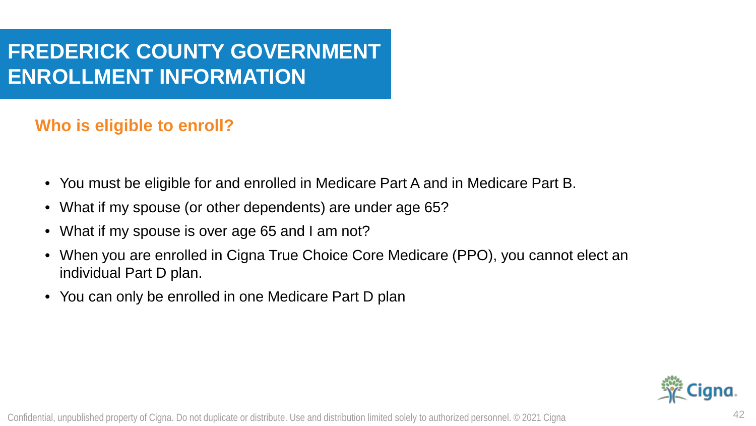# FREDERICK COUNTY GOVERNMENT ENROLLMENT INFORMATION

## Who is eligible to enroll?

- You must be eligible for and enrolled in Medicare Part A and in Medicare Part B.
- What if my spouse (or other dependents) are under age 65?
- What if my spouse is over age 65 and I am not?
- When you are enrolled in Cigna True Choice Core Medicare (PPO), you cannot elect an individual Part D plan.
- You can only be enrolled in one Medicare Part D plan

Confidential, unpublished property of Cigna. Do not duplicate or distribute. Use and distribution limited solely to authorized personnel. © 2021 Cigna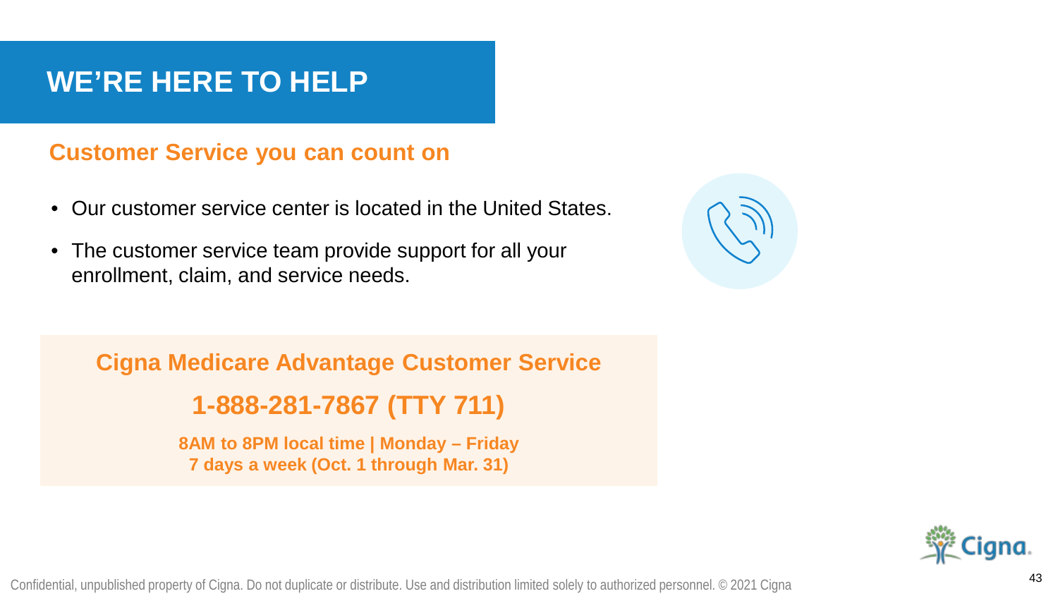# WE'RE HERE TO HELP

## Customer Service you can count on

- Our customer service center is located in the United States.
- The customer service team provide support for all your enrollment, claim, and service needs.

**Cigna Medicare Advantage Customer Service**

**1-888-281-7867 (TTY 711)**

**8AM to 8PM local time | Monday – Friday**
**7 days a week (Oct. 1 through Mar. 31)**

Confidential, unpublished property of Cigna. Do not duplicate or distribute. Use and distribution limited solely to authorized personnel. © 2021 Cigna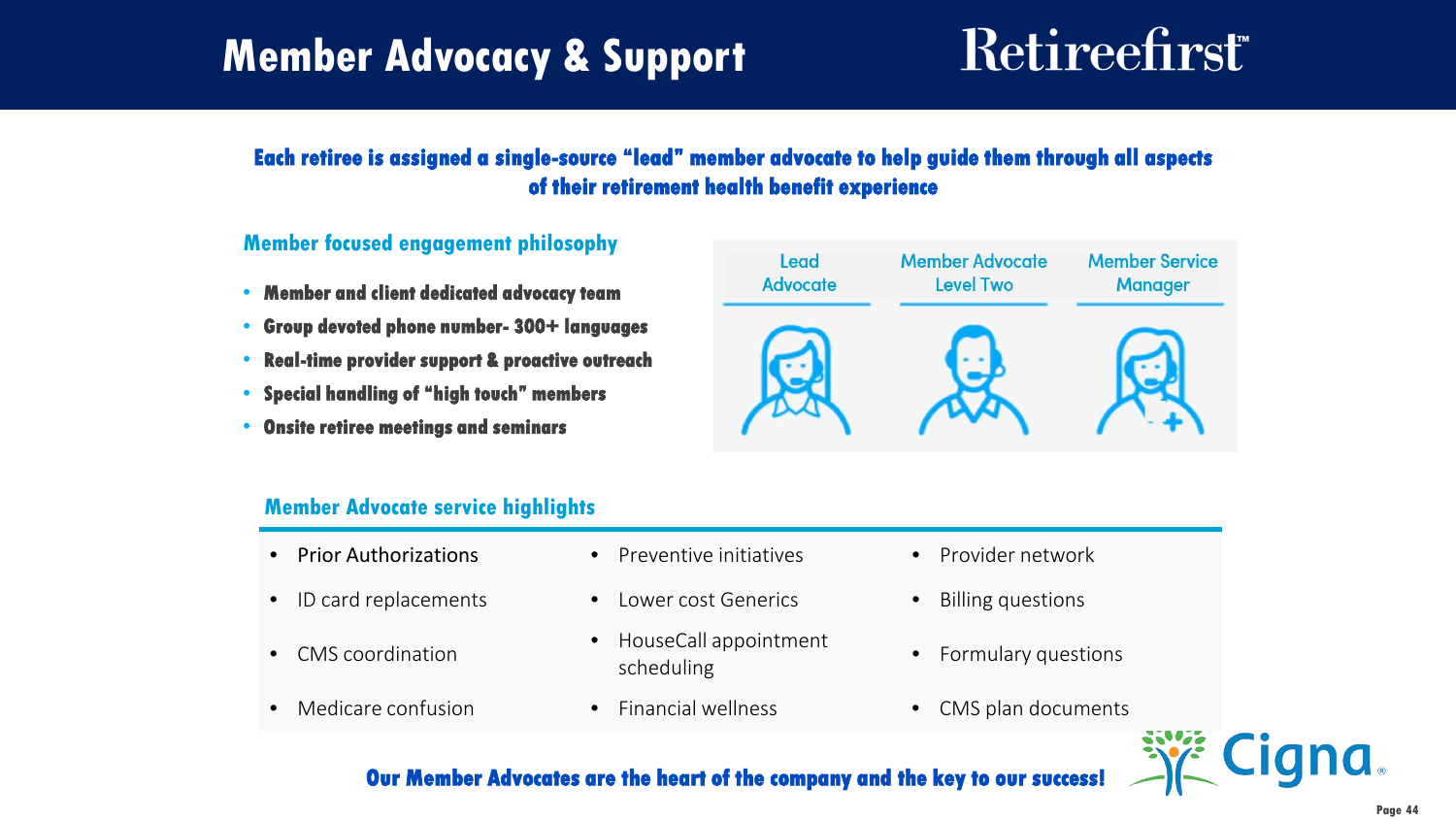# Member Advocacy & Support

Retireefirst™

**Each retiree is assigned a single-source "lead" member advocate to help guide them through all aspects of their retirement health benefit experience**

## Member focused engagement philosophy

- **Member and client dedicated advocacy team**
- **Group devoted phone number- 300+ languages**
- **Real-time provider support & proactive outreach**
- **Special handling of "high touch" members**
- **Onsite retiree meetings and seminars**

| Lead Advocate | Member Advocate Level Two | Member Service Manager |
| --- | --- | --- |

## Member Advocate service highlights

- Prior Authorizations
- ID card replacements
- CMS coordination
- Medicare confusion
- Preventive initiatives
- Lower cost Generics
- HouseCall appointment scheduling
- Financial wellness
- Provider network
- Billing questions
- Formulary questions
- CMS plan documents

**Our Member Advocates are the heart of the company and the key to our success!**

Cigna.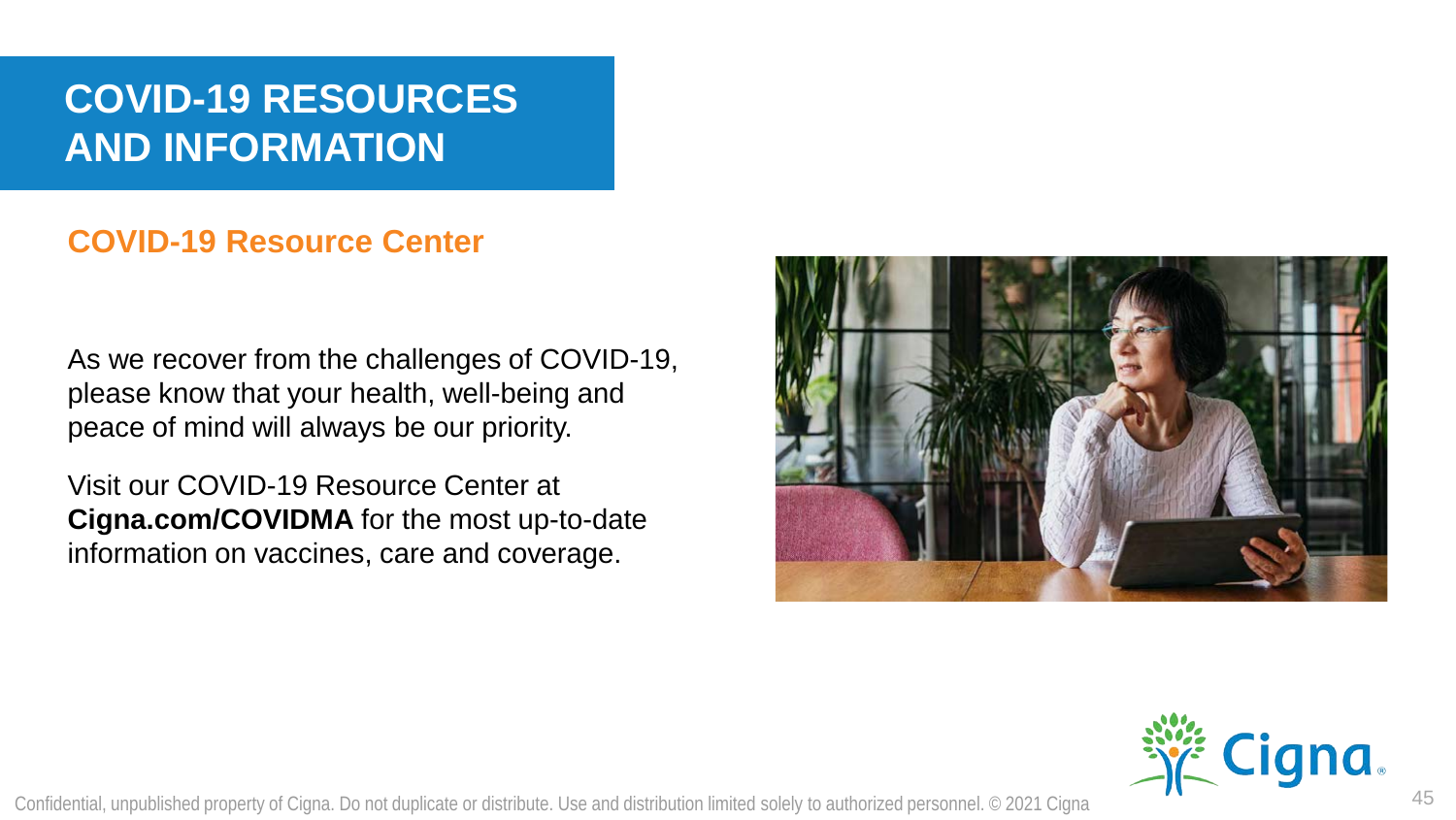# COVID-19 RESOURCES AND INFORMATION

## COVID-19 Resource Center

As we recover from the challenges of COVID-19, please know that your health, well-being and peace of mind will always be our priority.

Visit our COVID-19 Resource Center at **Cigna.com/COVIDMA** for the most up-to-date information on vaccines, care and coverage.

Confidential, unpublished property of Cigna. Do not duplicate or distribute. Use and distribution limited solely to authorized personnel. © 2021 Cigna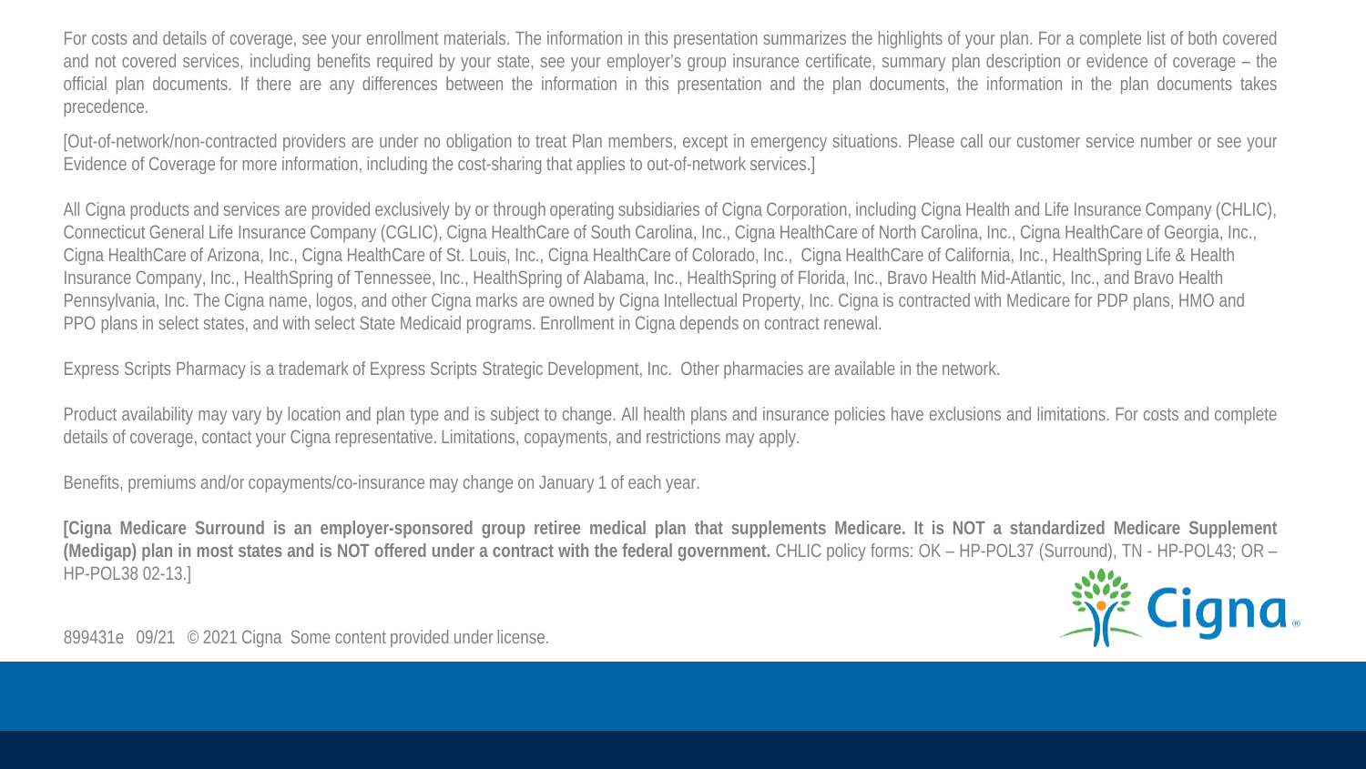For costs and details of coverage, see your enrollment materials. The information in this presentation summarizes the highlights of your plan. For a complete list of both covered and not covered services, including benefits required by your state, see your employer's group insurance certificate, summary plan description or evidence of coverage – the official plan documents. If there are any differences between the information in this presentation and the plan documents, the information in the plan documents takes precedence.

[Out-of-network/non-contracted providers are under no obligation to treat Plan members, except in emergency situations. Please call our customer service number or see your Evidence of Coverage for more information, including the cost-sharing that applies to out-of-network services.]

All Cigna products and services are provided exclusively by or through operating subsidiaries of Cigna Corporation, including Cigna Health and Life Insurance Company (CHLIC), Connecticut General Life Insurance Company (CGLIC), Cigna HealthCare of South Carolina, Inc., Cigna HealthCare of North Carolina, Inc., Cigna HealthCare of Georgia, Inc., Cigna HealthCare of Arizona, Inc., Cigna HealthCare of St. Louis, Inc., Cigna HealthCare of Colorado, Inc., Cigna HealthCare of California, Inc., HealthSpring Life & Health Insurance Company, Inc., HealthSpring of Tennessee, Inc., HealthSpring of Alabama, Inc., HealthSpring of Florida, Inc., Bravo Health Mid-Atlantic, Inc., and Bravo Health Pennsylvania, Inc. The Cigna name, logos, and other Cigna marks are owned by Cigna Intellectual Property, Inc. Cigna is contracted with Medicare for PDP plans, HMO and PPO plans in select states, and with select State Medicaid programs. Enrollment in Cigna depends on contract renewal.

Express Scripts Pharmacy is a trademark of Express Scripts Strategic Development, Inc. Other pharmacies are available in the network.

Product availability may vary by location and plan type and is subject to change. All health plans and insurance policies have exclusions and limitations. For costs and complete details of coverage, contact your Cigna representative. Limitations, copayments, and restrictions may apply.

Benefits, premiums and/or copayments/co-insurance may change on January 1 of each year.

**[Cigna Medicare Surround is an employer-sponsored group retiree medical plan that supplements Medicare. It is NOT a standardized Medicare Supplement (Medigap) plan in most states and is NOT offered under a contract with the federal government.** CHLIC policy forms: OK – HP-POL37 (Surround), TN - HP-POL43; OR – HP-POL38 02-13.]

899431e 09/21 © 2021 Cigna Some content provided under license.